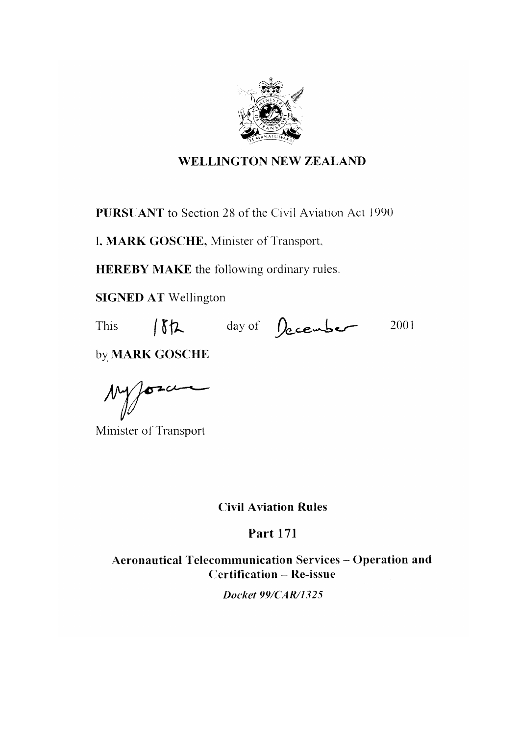**WELLINGTON NEW ZEALAND**

**PURSUANT** to Section 28 of the Civil Aviation Act 1990

I, **MARK GOSCHE,** Minister of Transport,

**HEREBY MAKE** the following ordinary rules.

**SIGNED AT** Wellington

This 18th day of December 2001

by **MARK GOSCHE**

Minister of Transport

# Civil Aviation Rules

## Part 171

## Aeronautical Telecommunication Services – Operation and Certification – Re-issue

***Docket 99/CAR/1325***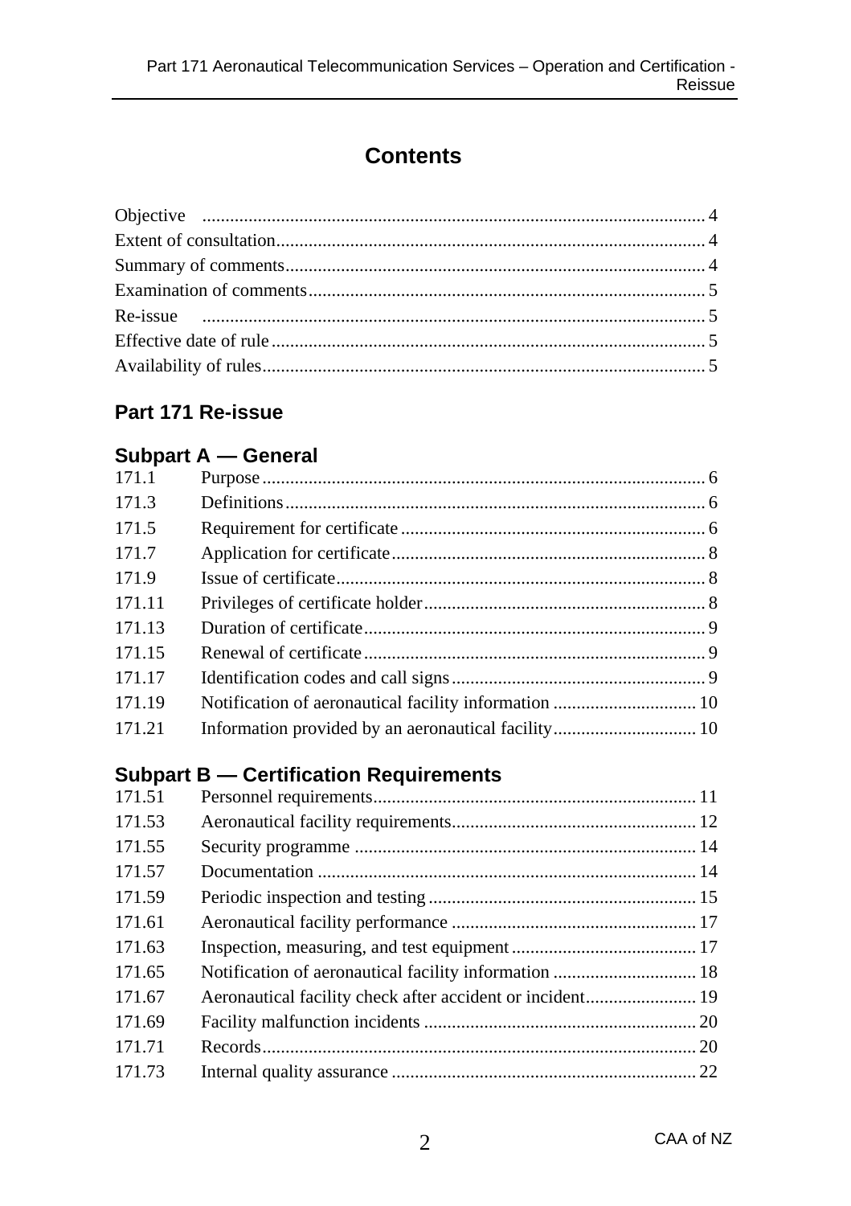# Contents

| | |
|---|---|
| Objective | 4 |
| Extent of consultation | 4 |
| Summary of comments | 4 |
| Examination of comments | 5 |
| Re-issue | 5 |
| Effective date of rule | 5 |
| Availability of rules | 5 |

## Part 171 Re-issue

### Subpart A — General

| | | |
|---|---|---|
| 171.1 | Purpose | 6 |
| 171.3 | Definitions | 6 |
| 171.5 | Requirement for certificate | 6 |
| 171.7 | Application for certificate | 8 |
| 171.9 | Issue of certificate | 8 |
| 171.11 | Privileges of certificate holder | 8 |
| 171.13 | Duration of certificate | 9 |
| 171.15 | Renewal of certificate | 9 |
| 171.17 | Identification codes and call signs | 9 |
| 171.19 | Notification of aeronautical facility information | 10 |
| 171.21 | Information provided by an aeronautical facility | 10 |

### Subpart B — Certification Requirements

| | | |
|---|---|---|
| 171.51 | Personnel requirements | 11 |
| 171.53 | Aeronautical facility requirements | 12 |
| 171.55 | Security programme | 14 |
| 171.57 | Documentation | 14 |
| 171.59 | Periodic inspection and testing | 15 |
| 171.61 | Aeronautical facility performance | 17 |
| 171.63 | Inspection, measuring, and test equipment | 17 |
| 171.65 | Notification of aeronautical facility information | 18 |
| 171.67 | Aeronautical facility check after accident or incident | 19 |
| 171.69 | Facility malfunction incidents | 20 |
| 171.71 | Records | 20 |
| 171.73 | Internal quality assurance | 22 |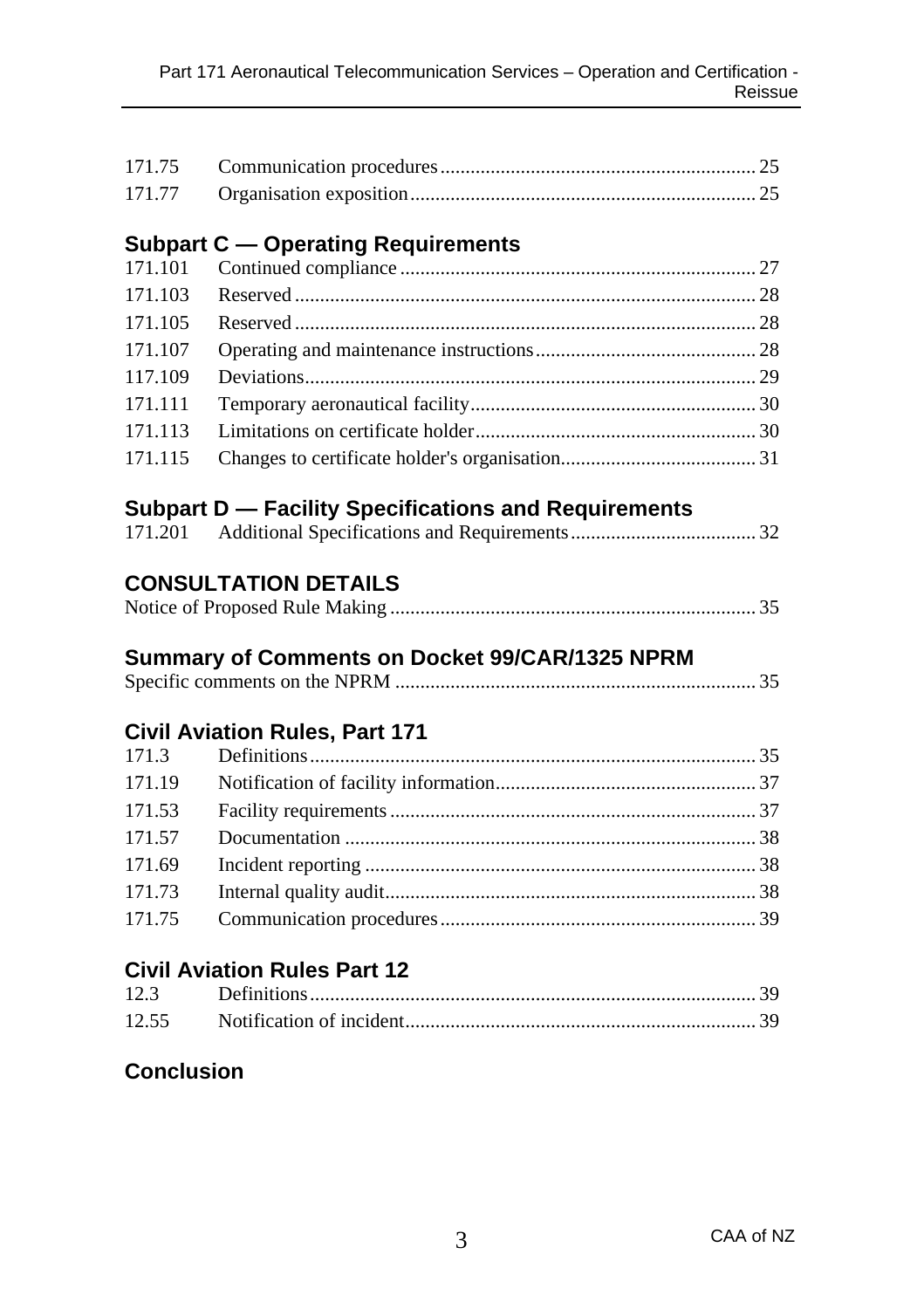| | | |
|---|---|---|
| 171.75 | Communication procedures | 25 |
| 171.77 | Organisation exposition | 25 |

## Subpart C — Operating Requirements

| | | |
|---|---|---|
| 171.101 | Continued compliance | 27 |
| 171.103 | Reserved | 28 |
| 171.105 | Reserved | 28 |
| 171.107 | Operating and maintenance instructions | 28 |
| 117.109 | Deviations | 29 |
| 171.111 | Temporary aeronautical facility | 30 |
| 171.113 | Limitations on certificate holder | 30 |
| 171.115 | Changes to certificate holder's organisation | 31 |

## Subpart D — Facility Specifications and Requirements

| | | |
|---|---|---|
| 171.201 | Additional Specifications and Requirements | 32 |

## CONSULTATION DETAILS

Notice of Proposed Rule Making ........ 35

## Summary of Comments on Docket 99/CAR/1325 NPRM

Specific comments on the NPRM ........ 35

## Civil Aviation Rules, Part 171

| | | |
|---|---|---|
| 171.3 | Definitions | 35 |
| 171.19 | Notification of facility information | 37 |
| 171.53 | Facility requirements | 37 |
| 171.57 | Documentation | 38 |
| 171.69 | Incident reporting | 38 |
| 171.73 | Internal quality audit | 38 |
| 171.75 | Communication procedures | 39 |

## Civil Aviation Rules Part 12

| | | |
|---|---|---|
| 12.3 | Definitions | 39 |
| 12.55 | Notification of incident | 39 |

## Conclusion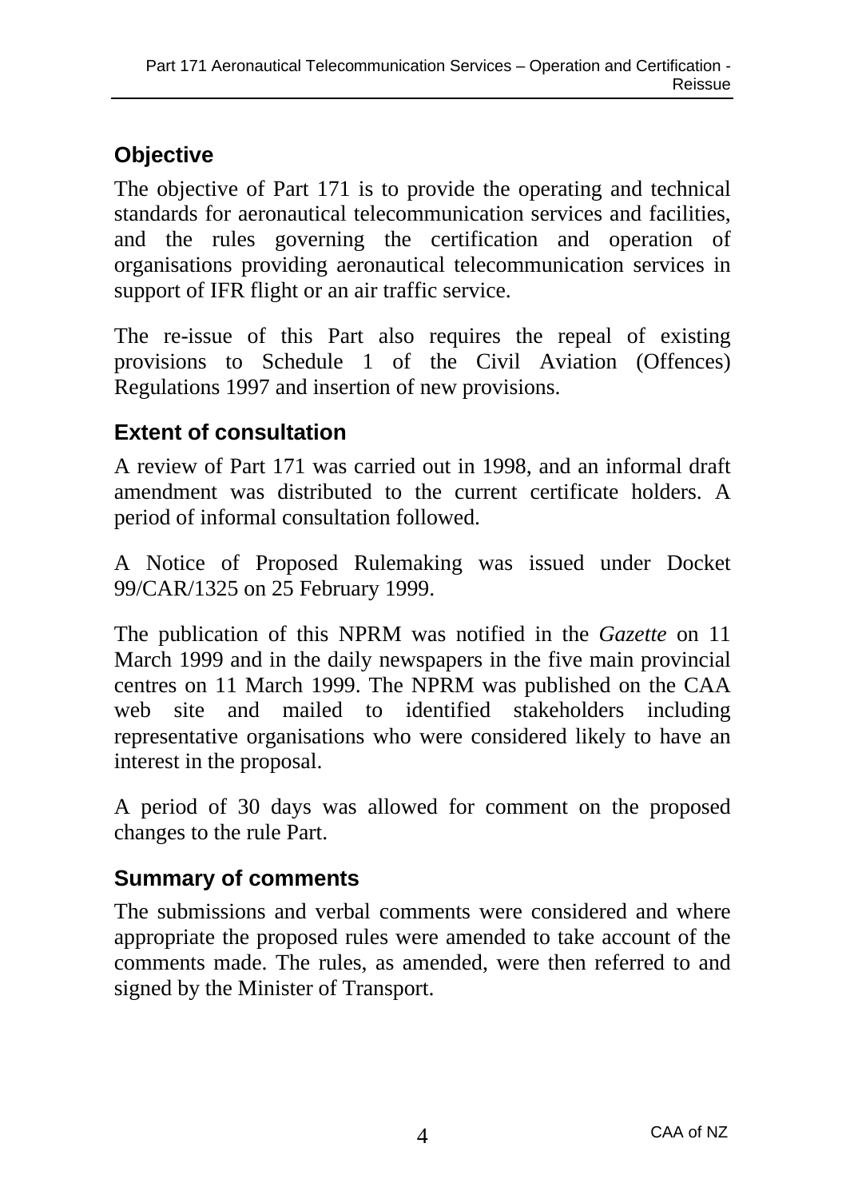## Objective

The objective of Part 171 is to provide the operating and technical standards for aeronautical telecommunication services and facilities, and the rules governing the certification and operation of organisations providing aeronautical telecommunication services in support of IFR flight or an air traffic service.

The re-issue of this Part also requires the repeal of existing provisions to Schedule 1 of the Civil Aviation (Offences) Regulations 1997 and insertion of new provisions.

## Extent of consultation

A review of Part 171 was carried out in 1998, and an informal draft amendment was distributed to the current certificate holders. A period of informal consultation followed.

A Notice of Proposed Rulemaking was issued under Docket 99/CAR/1325 on 25 February 1999.

The publication of this NPRM was notified in the *Gazette* on 11 March 1999 and in the daily newspapers in the five main provincial centres on 11 March 1999. The NPRM was published on the CAA web site and mailed to identified stakeholders including representative organisations who were considered likely to have an interest in the proposal.

A period of 30 days was allowed for comment on the proposed changes to the rule Part.

## Summary of comments

The submissions and verbal comments were considered and where appropriate the proposed rules were amended to take account of the comments made. The rules, as amended, were then referred to and signed by the Minister of Transport.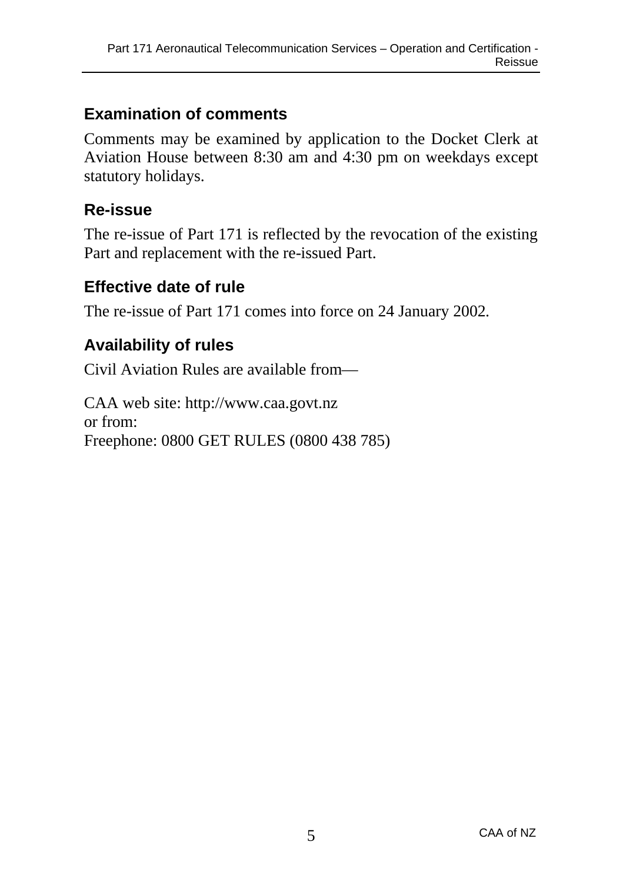## Examination of comments

Comments may be examined by application to the Docket Clerk at Aviation House between 8:30 am and 4:30 pm on weekdays except statutory holidays.

## Re-issue

The re-issue of Part 171 is reflected by the revocation of the existing Part and replacement with the re-issued Part.

## Effective date of rule

The re-issue of Part 171 comes into force on 24 January 2002.

## Availability of rules

Civil Aviation Rules are available from—

CAA web site: http://www.caa.govt.nz
or from:
Freephone: 0800 GET RULES (0800 438 785)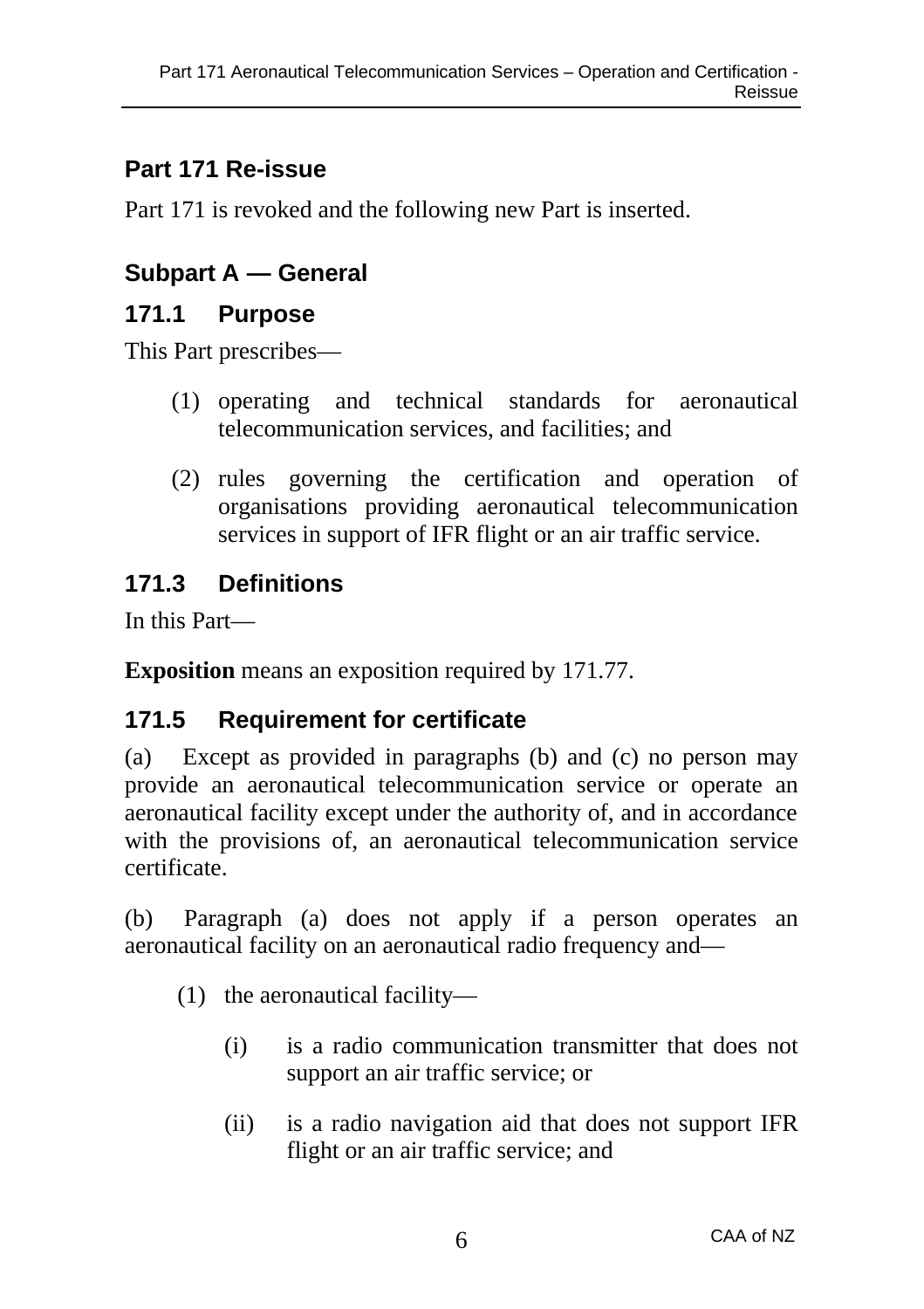## Part 171 Re-issue

Part 171 is revoked and the following new Part is inserted.

## Subpart A — General

### 171.1 Purpose

This Part prescribes—

(1) operating and technical standards for aeronautical telecommunication services, and facilities; and

(2) rules governing the certification and operation of organisations providing aeronautical telecommunication services in support of IFR flight or an air traffic service.

### 171.3 Definitions

In this Part—

**Exposition** means an exposition required by 171.77.

### 171.5 Requirement for certificate

(a) Except as provided in paragraphs (b) and (c) no person may provide an aeronautical telecommunication service or operate an aeronautical facility except under the authority of, and in accordance with the provisions of, an aeronautical telecommunication service certificate.

(b) Paragraph (a) does not apply if a person operates an aeronautical facility on an aeronautical radio frequency and—

(1) the aeronautical facility—

(i) is a radio communication transmitter that does not support an air traffic service; or

(ii) is a radio navigation aid that does not support IFR flight or an air traffic service; and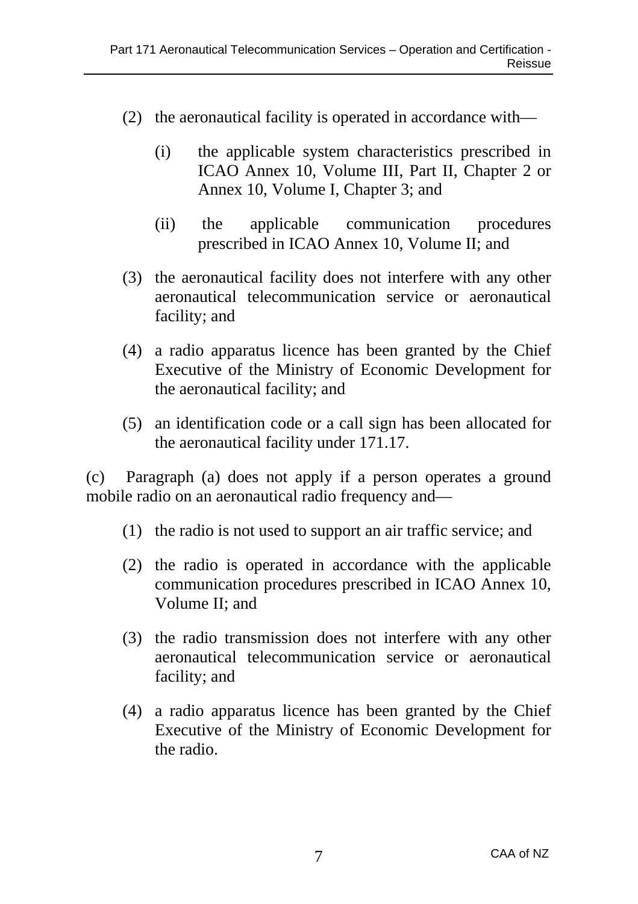(2) the aeronautical facility is operated in accordance with—

   (i) the applicable system characteristics prescribed in ICAO Annex 10, Volume III, Part II, Chapter 2 or Annex 10, Volume I, Chapter 3; and

   (ii) the applicable communication procedures prescribed in ICAO Annex 10, Volume II; and

(3) the aeronautical facility does not interfere with any other aeronautical telecommunication service or aeronautical facility; and

(4) a radio apparatus licence has been granted by the Chief Executive of the Ministry of Economic Development for the aeronautical facility; and

(5) an identification code or a call sign has been allocated for the aeronautical facility under 171.17.

(c) Paragraph (a) does not apply if a person operates a ground mobile radio on an aeronautical radio frequency and—

(1) the radio is not used to support an air traffic service; and

(2) the radio is operated in accordance with the applicable communication procedures prescribed in ICAO Annex 10, Volume II; and

(3) the radio transmission does not interfere with any other aeronautical telecommunication service or aeronautical facility; and

(4) a radio apparatus licence has been granted by the Chief Executive of the Ministry of Economic Development for the radio.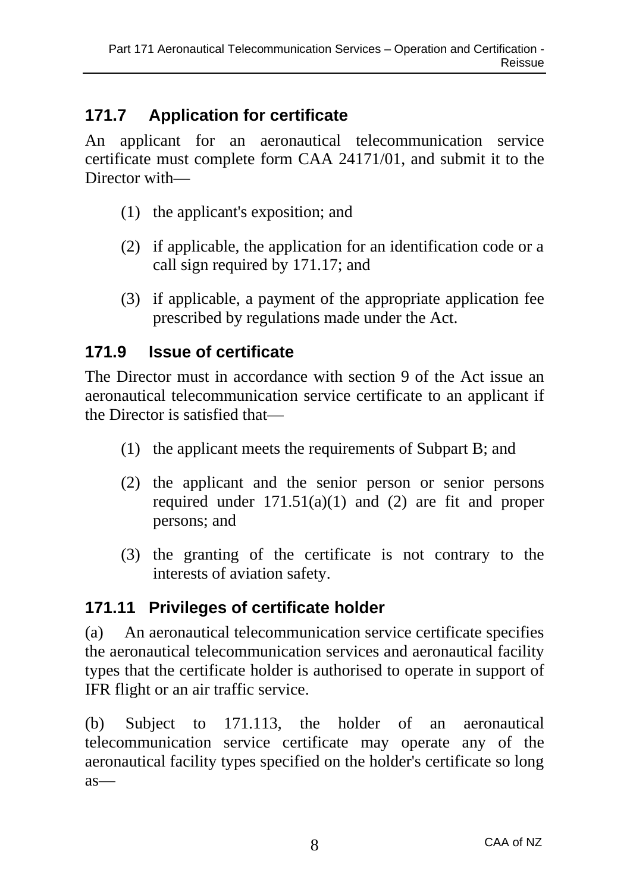## 171.7 Application for certificate

An applicant for an aeronautical telecommunication service certificate must complete form CAA 24171/01, and submit it to the Director with—

(1) the applicant's exposition; and

(2) if applicable, the application for an identification code or a call sign required by 171.17; and

(3) if applicable, a payment of the appropriate application fee prescribed by regulations made under the Act.

## 171.9 Issue of certificate

The Director must in accordance with section 9 of the Act issue an aeronautical telecommunication service certificate to an applicant if the Director is satisfied that—

(1) the applicant meets the requirements of Subpart B; and

(2) the applicant and the senior person or senior persons required under 171.51(a)(1) and (2) are fit and proper persons; and

(3) the granting of the certificate is not contrary to the interests of aviation safety.

## 171.11 Privileges of certificate holder

(a) An aeronautical telecommunication service certificate specifies the aeronautical telecommunication services and aeronautical facility types that the certificate holder is authorised to operate in support of IFR flight or an air traffic service.

(b) Subject to 171.113, the holder of an aeronautical telecommunication service certificate may operate any of the aeronautical facility types specified on the holder's certificate so long as—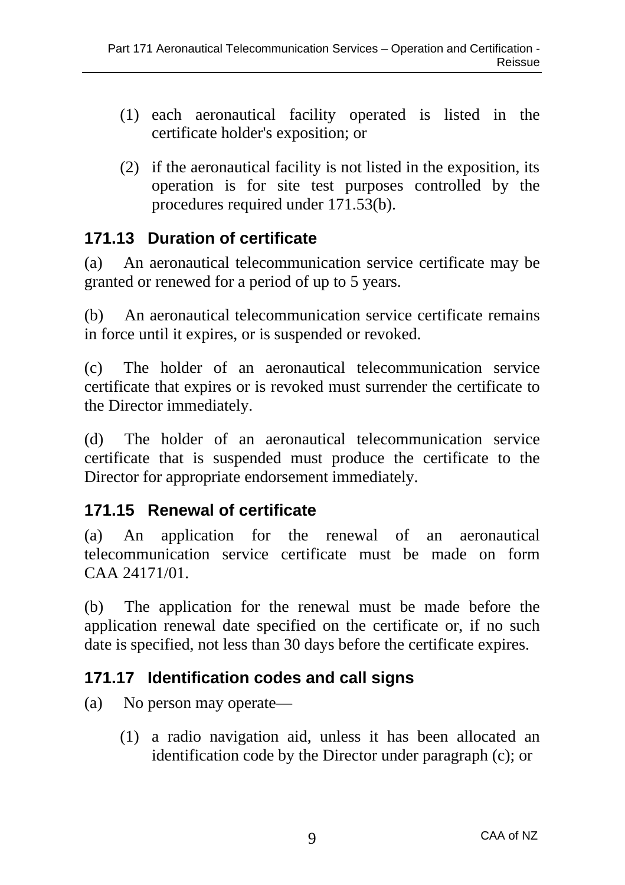(1) each aeronautical facility operated is listed in the certificate holder's exposition; or

(2) if the aeronautical facility is not listed in the exposition, its operation is for site test purposes controlled by the procedures required under 171.53(b).

## 171.13 Duration of certificate

(a) An aeronautical telecommunication service certificate may be granted or renewed for a period of up to 5 years.

(b) An aeronautical telecommunication service certificate remains in force until it expires, or is suspended or revoked.

(c) The holder of an aeronautical telecommunication service certificate that expires or is revoked must surrender the certificate to the Director immediately.

(d) The holder of an aeronautical telecommunication service certificate that is suspended must produce the certificate to the Director for appropriate endorsement immediately.

## 171.15 Renewal of certificate

(a) An application for the renewal of an aeronautical telecommunication service certificate must be made on form CAA 24171/01.

(b) The application for the renewal must be made before the application renewal date specified on the certificate or, if no such date is specified, not less than 30 days before the certificate expires.

## 171.17 Identification codes and call signs

(a) No person may operate—

(1) a radio navigation aid, unless it has been allocated an identification code by the Director under paragraph (c); or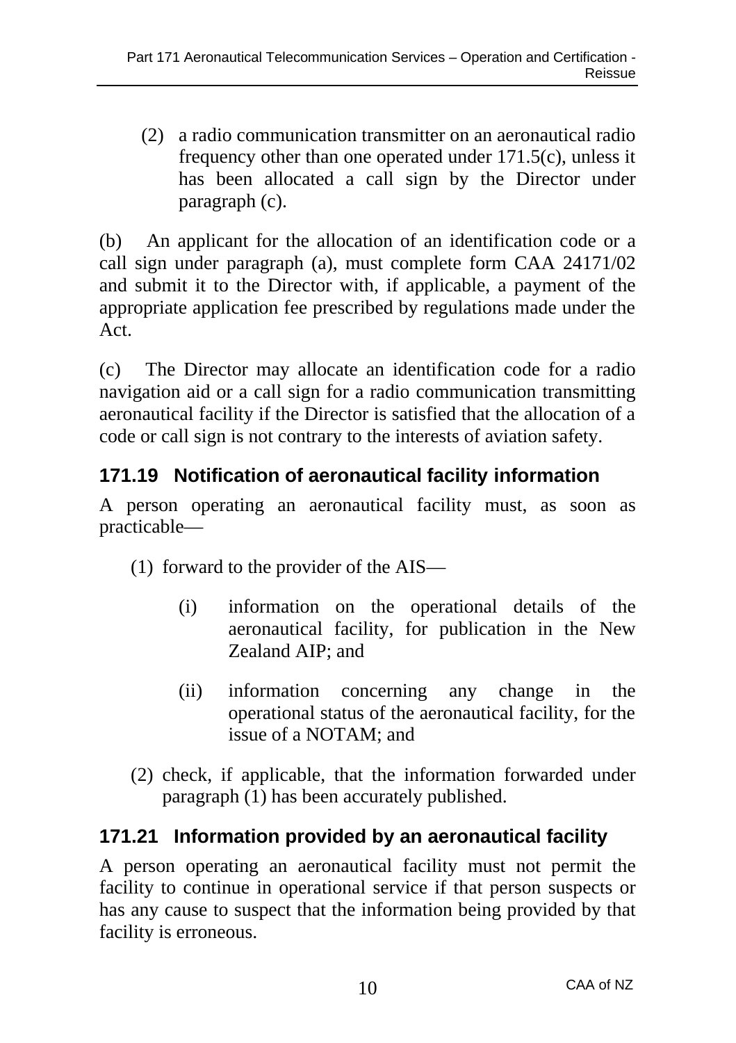(2) a radio communication transmitter on an aeronautical radio frequency other than one operated under 171.5(c), unless it has been allocated a call sign by the Director under paragraph (c).

(b) An applicant for the allocation of an identification code or a call sign under paragraph (a), must complete form CAA 24171/02 and submit it to the Director with, if applicable, a payment of the appropriate application fee prescribed by regulations made under the Act.

(c) The Director may allocate an identification code for a radio navigation aid or a call sign for a radio communication transmitting aeronautical facility if the Director is satisfied that the allocation of a code or call sign is not contrary to the interests of aviation safety.

### 171.19 Notification of aeronautical facility information

A person operating an aeronautical facility must, as soon as practicable—

(1) forward to the provider of the AIS—

(i) information on the operational details of the aeronautical facility, for publication in the New Zealand AIP; and

(ii) information concerning any change in the operational status of the aeronautical facility, for the issue of a NOTAM; and

(2) check, if applicable, that the information forwarded under paragraph (1) has been accurately published.

### 171.21 Information provided by an aeronautical facility

A person operating an aeronautical facility must not permit the facility to continue in operational service if that person suspects or has any cause to suspect that the information being provided by that facility is erroneous.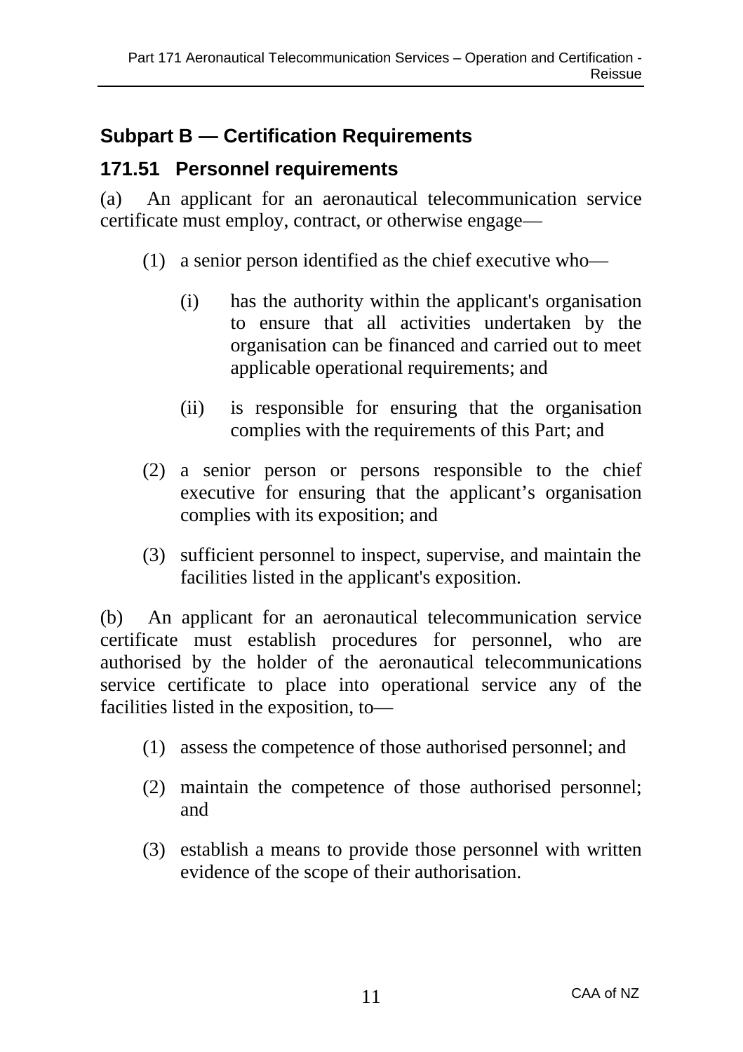## Subpart B — Certification Requirements

### 171.51 Personnel requirements

(a) An applicant for an aeronautical telecommunication service certificate must employ, contract, or otherwise engage—

- (1) a senior person identified as the chief executive who—
  - (i) has the authority within the applicant's organisation to ensure that all activities undertaken by the organisation can be financed and carried out to meet applicable operational requirements; and
  - (ii) is responsible for ensuring that the organisation complies with the requirements of this Part; and
- (2) a senior person or persons responsible to the chief executive for ensuring that the applicant's organisation complies with its exposition; and
- (3) sufficient personnel to inspect, supervise, and maintain the facilities listed in the applicant's exposition.

(b) An applicant for an aeronautical telecommunication service certificate must establish procedures for personnel, who are authorised by the holder of the aeronautical telecommunications service certificate to place into operational service any of the facilities listed in the exposition, to—

- (1) assess the competence of those authorised personnel; and
- (2) maintain the competence of those authorised personnel; and
- (3) establish a means to provide those personnel with written evidence of the scope of their authorisation.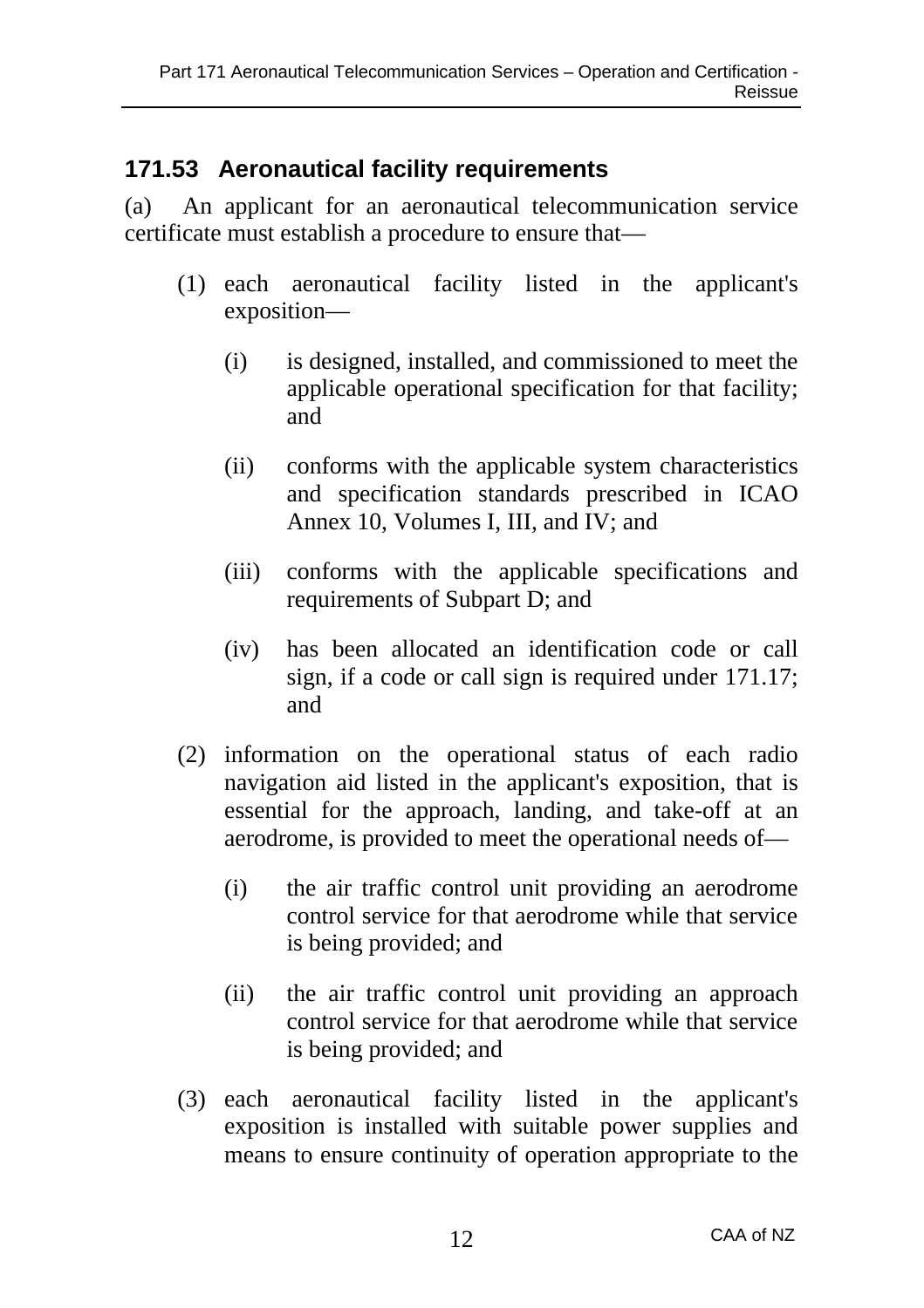## 171.53 Aeronautical facility requirements

(a) An applicant for an aeronautical telecommunication service certificate must establish a procedure to ensure that—

(1) each aeronautical facility listed in the applicant's exposition—

(i) is designed, installed, and commissioned to meet the applicable operational specification for that facility; and

(ii) conforms with the applicable system characteristics and specification standards prescribed in ICAO Annex 10, Volumes I, III, and IV; and

(iii) conforms with the applicable specifications and requirements of Subpart D; and

(iv) has been allocated an identification code or call sign, if a code or call sign is required under 171.17; and

(2) information on the operational status of each radio navigation aid listed in the applicant's exposition, that is essential for the approach, landing, and take-off at an aerodrome, is provided to meet the operational needs of—

(i) the air traffic control unit providing an aerodrome control service for that aerodrome while that service is being provided; and

(ii) the air traffic control unit providing an approach control service for that aerodrome while that service is being provided; and

(3) each aeronautical facility listed in the applicant's exposition is installed with suitable power supplies and means to ensure continuity of operation appropriate to the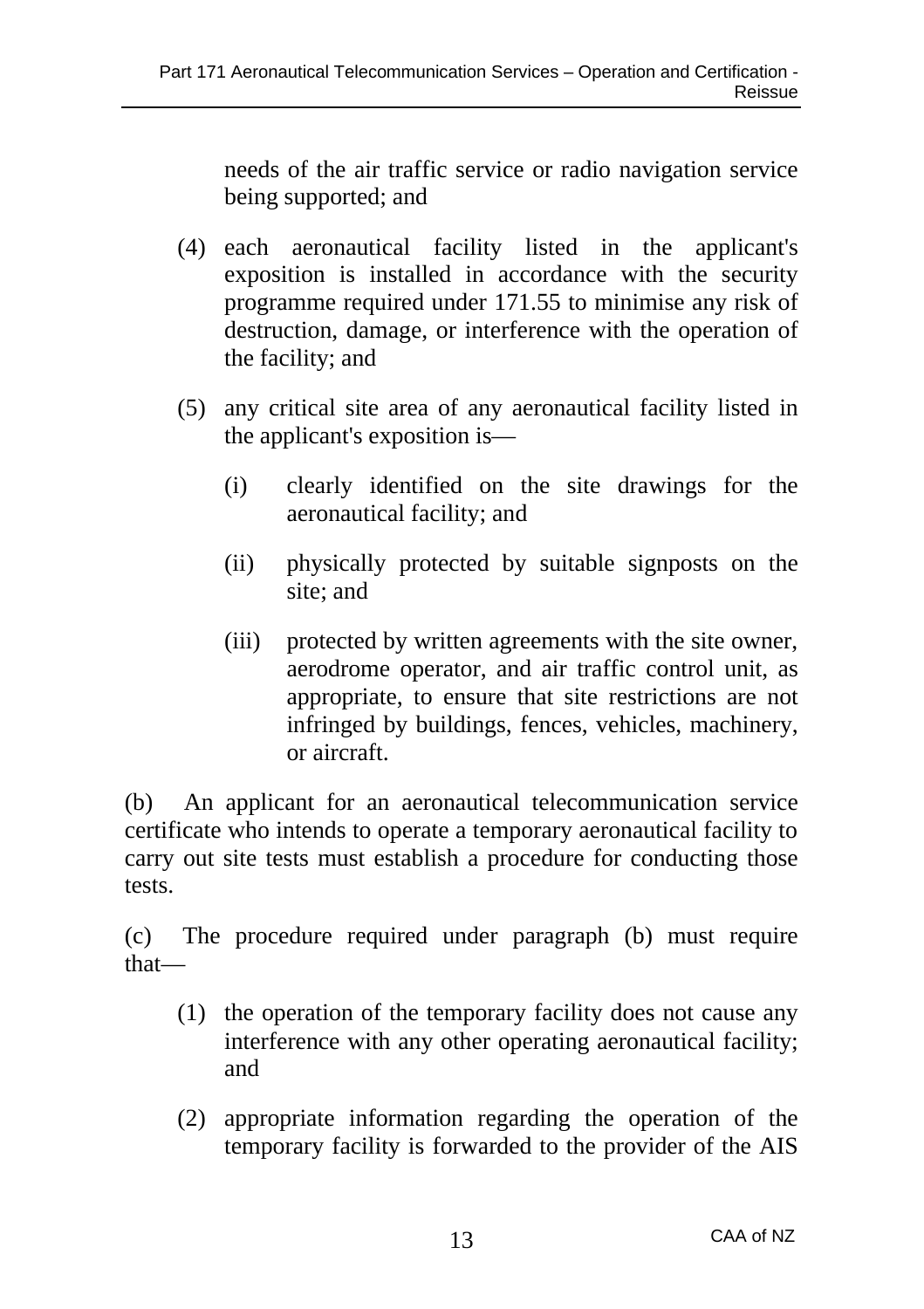needs of the air traffic service or radio navigation service being supported; and

(4) each aeronautical facility listed in the applicant's exposition is installed in accordance with the security programme required under 171.55 to minimise any risk of destruction, damage, or interference with the operation of the facility; and

(5) any critical site area of any aeronautical facility listed in the applicant's exposition is—

   (i) clearly identified on the site drawings for the aeronautical facility; and

   (ii) physically protected by suitable signposts on the site; and

   (iii) protected by written agreements with the site owner, aerodrome operator, and air traffic control unit, as appropriate, to ensure that site restrictions are not infringed by buildings, fences, vehicles, machinery, or aircraft.

(b) An applicant for an aeronautical telecommunication service certificate who intends to operate a temporary aeronautical facility to carry out site tests must establish a procedure for conducting those tests.

(c) The procedure required under paragraph (b) must require that—

(1) the operation of the temporary facility does not cause any interference with any other operating aeronautical facility; and

(2) appropriate information regarding the operation of the temporary facility is forwarded to the provider of the AIS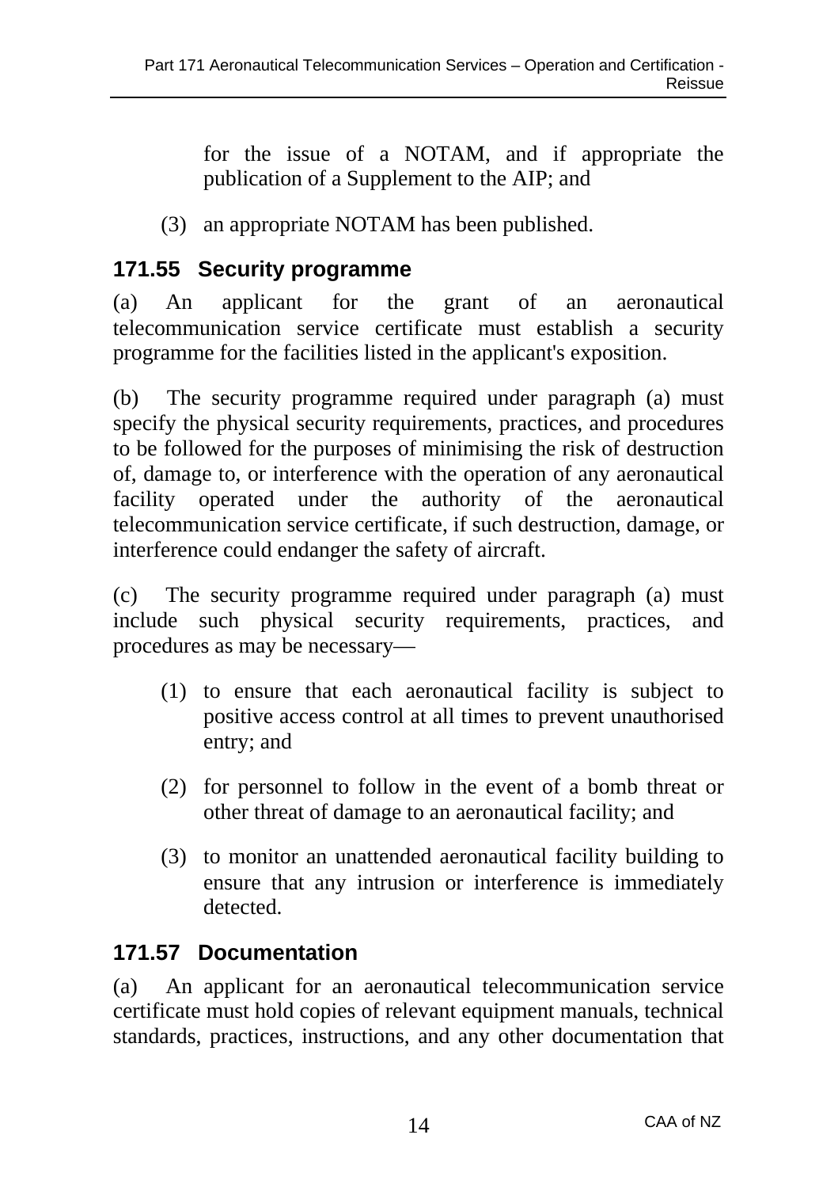for the issue of a NOTAM, and if appropriate the publication of a Supplement to the AIP; and

(3) an appropriate NOTAM has been published.

## 171.55 Security programme

(a) An applicant for the grant of an aeronautical telecommunication service certificate must establish a security programme for the facilities listed in the applicant's exposition.

(b) The security programme required under paragraph (a) must specify the physical security requirements, practices, and procedures to be followed for the purposes of minimising the risk of destruction of, damage to, or interference with the operation of any aeronautical facility operated under the authority of the aeronautical telecommunication service certificate, if such destruction, damage, or interference could endanger the safety of aircraft.

(c) The security programme required under paragraph (a) must include such physical security requirements, practices, and procedures as may be necessary—

(1) to ensure that each aeronautical facility is subject to positive access control at all times to prevent unauthorised entry; and

(2) for personnel to follow in the event of a bomb threat or other threat of damage to an aeronautical facility; and

(3) to monitor an unattended aeronautical facility building to ensure that any intrusion or interference is immediately detected.

## 171.57 Documentation

(a) An applicant for an aeronautical telecommunication service certificate must hold copies of relevant equipment manuals, technical standards, practices, instructions, and any other documentation that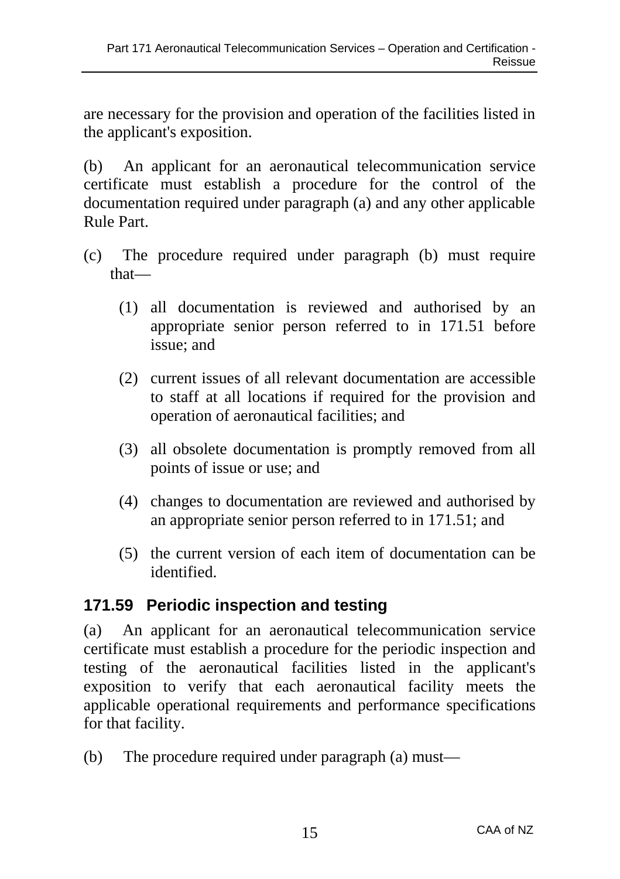are necessary for the provision and operation of the facilities listed in the applicant's exposition.

(b) An applicant for an aeronautical telecommunication service certificate must establish a procedure for the control of the documentation required under paragraph (a) and any other applicable Rule Part.

(c) The procedure required under paragraph (b) must require that—

(1) all documentation is reviewed and authorised by an appropriate senior person referred to in 171.51 before issue; and

(2) current issues of all relevant documentation are accessible to staff at all locations if required for the provision and operation of aeronautical facilities; and

(3) all obsolete documentation is promptly removed from all points of issue or use; and

(4) changes to documentation are reviewed and authorised by an appropriate senior person referred to in 171.51; and

(5) the current version of each item of documentation can be identified.

### 171.59 Periodic inspection and testing

(a) An applicant for an aeronautical telecommunication service certificate must establish a procedure for the periodic inspection and testing of the aeronautical facilities listed in the applicant's exposition to verify that each aeronautical facility meets the applicable operational requirements and performance specifications for that facility.

(b) The procedure required under paragraph (a) must—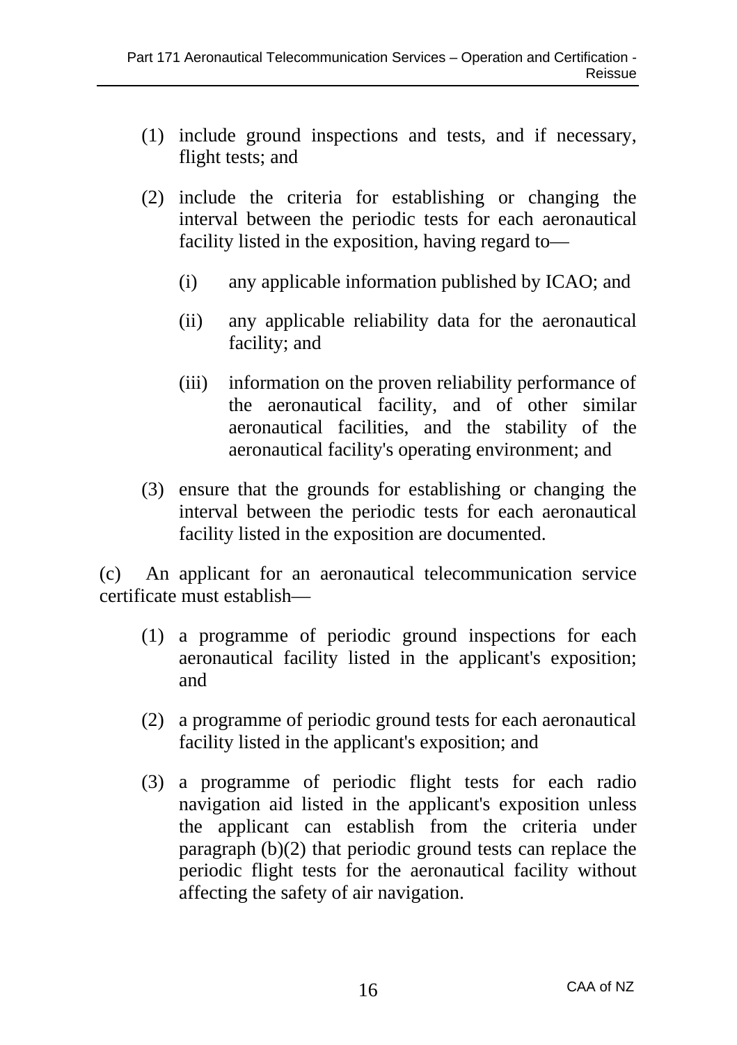(1) include ground inspections and tests, and if necessary, flight tests; and

(2) include the criteria for establishing or changing the interval between the periodic tests for each aeronautical facility listed in the exposition, having regard to—

  (i) any applicable information published by ICAO; and

  (ii) any applicable reliability data for the aeronautical facility; and

  (iii) information on the proven reliability performance of the aeronautical facility, and of other similar aeronautical facilities, and the stability of the aeronautical facility's operating environment; and

(3) ensure that the grounds for establishing or changing the interval between the periodic tests for each aeronautical facility listed in the exposition are documented.

(c) An applicant for an aeronautical telecommunication service certificate must establish—

(1) a programme of periodic ground inspections for each aeronautical facility listed in the applicant's exposition; and

(2) a programme of periodic ground tests for each aeronautical facility listed in the applicant's exposition; and

(3) a programme of periodic flight tests for each radio navigation aid listed in the applicant's exposition unless the applicant can establish from the criteria under paragraph (b)(2) that periodic ground tests can replace the periodic flight tests for the aeronautical facility without affecting the safety of air navigation.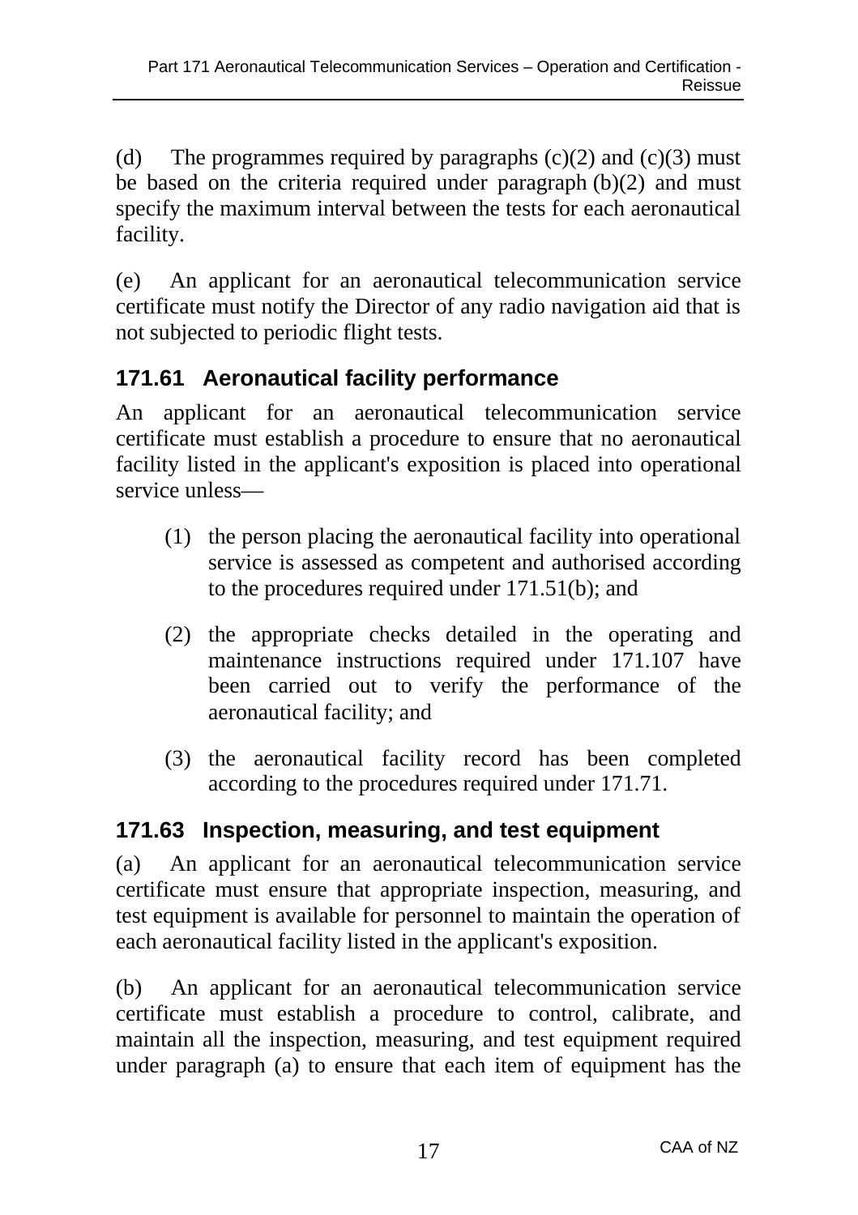(d) The programmes required by paragraphs (c)(2) and (c)(3) must be based on the criteria required under paragraph (b)(2) and must specify the maximum interval between the tests for each aeronautical facility.

(e) An applicant for an aeronautical telecommunication service certificate must notify the Director of any radio navigation aid that is not subjected to periodic flight tests.

## 171.61 Aeronautical facility performance

An applicant for an aeronautical telecommunication service certificate must establish a procedure to ensure that no aeronautical facility listed in the applicant's exposition is placed into operational service unless—

(1) the person placing the aeronautical facility into operational service is assessed as competent and authorised according to the procedures required under 171.51(b); and

(2) the appropriate checks detailed in the operating and maintenance instructions required under 171.107 have been carried out to verify the performance of the aeronautical facility; and

(3) the aeronautical facility record has been completed according to the procedures required under 171.71.

## 171.63 Inspection, measuring, and test equipment

(a) An applicant for an aeronautical telecommunication service certificate must ensure that appropriate inspection, measuring, and test equipment is available for personnel to maintain the operation of each aeronautical facility listed in the applicant's exposition.

(b) An applicant for an aeronautical telecommunication service certificate must establish a procedure to control, calibrate, and maintain all the inspection, measuring, and test equipment required under paragraph (a) to ensure that each item of equipment has the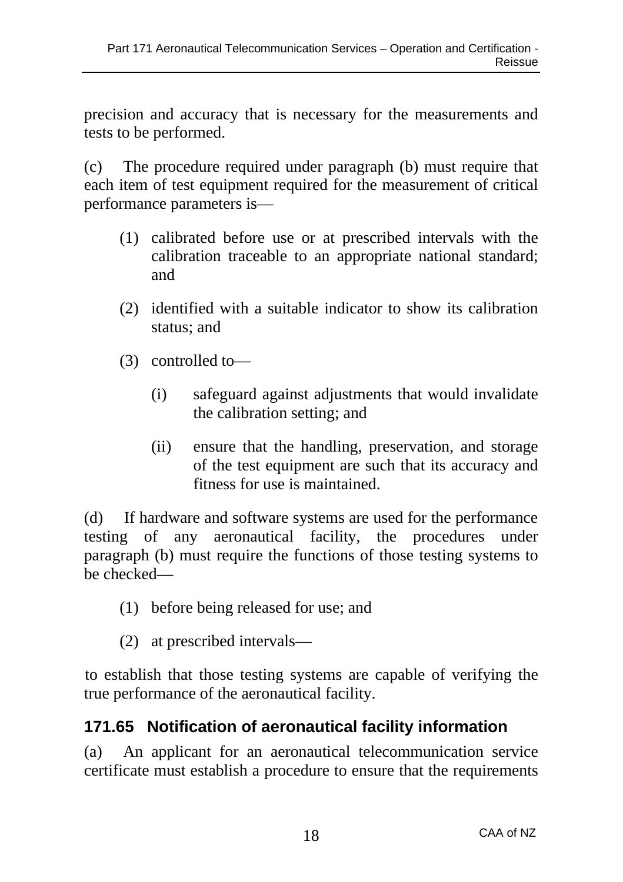precision and accuracy that is necessary for the measurements and tests to be performed.

(c) The procedure required under paragraph (b) must require that each item of test equipment required for the measurement of critical performance parameters is—

(1) calibrated before use or at prescribed intervals with the calibration traceable to an appropriate national standard; and

(2) identified with a suitable indicator to show its calibration status; and

(3) controlled to—

(i) safeguard against adjustments that would invalidate the calibration setting; and

(ii) ensure that the handling, preservation, and storage of the test equipment are such that its accuracy and fitness for use is maintained.

(d) If hardware and software systems are used for the performance testing of any aeronautical facility, the procedures under paragraph (b) must require the functions of those testing systems to be checked—

(1) before being released for use; and

(2) at prescribed intervals—

to establish that those testing systems are capable of verifying the true performance of the aeronautical facility.

## 171.65 Notification of aeronautical facility information

(a) An applicant for an aeronautical telecommunication service certificate must establish a procedure to ensure that the requirements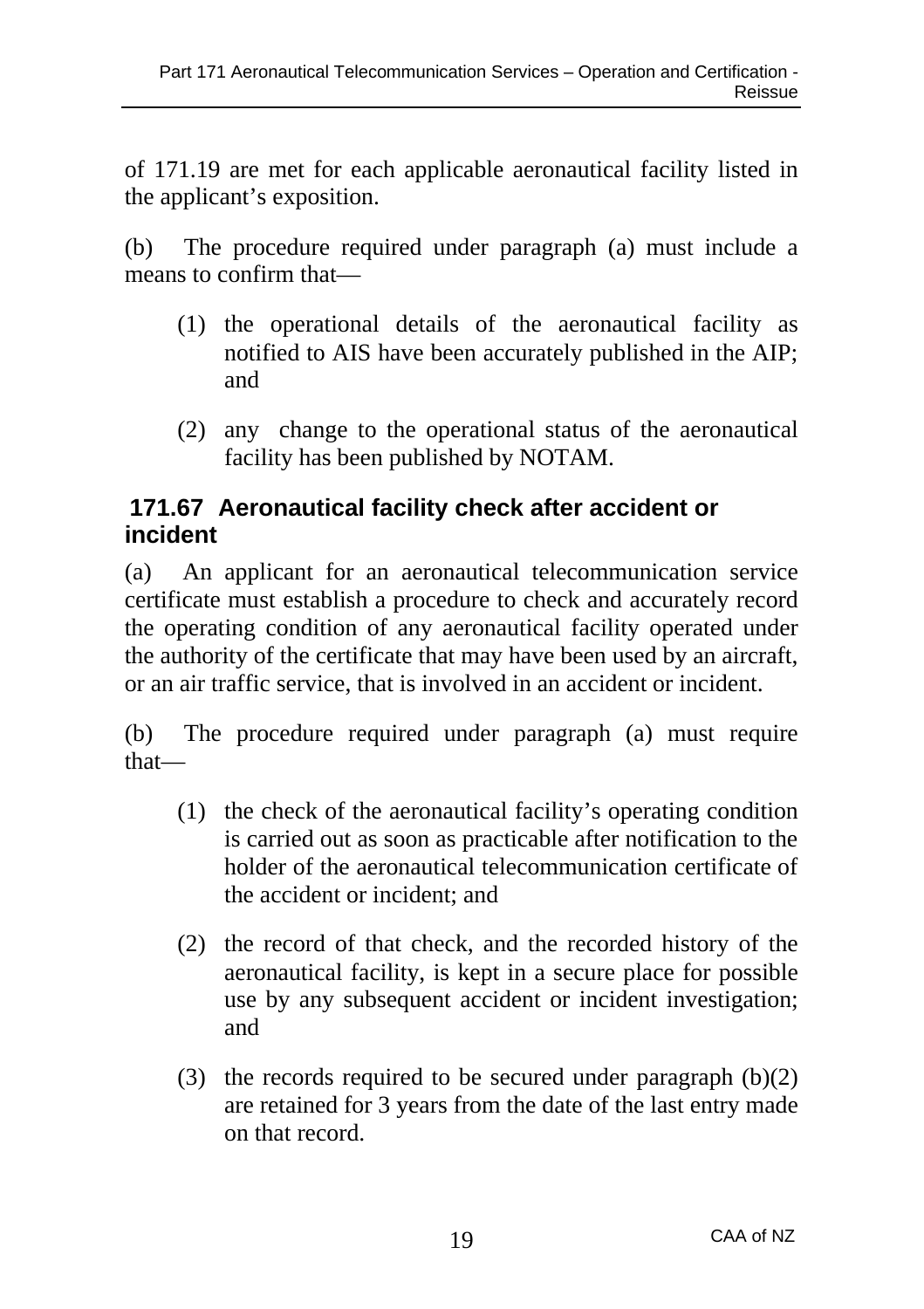of 171.19 are met for each applicable aeronautical facility listed in the applicant's exposition.

(b) The procedure required under paragraph (a) must include a means to confirm that—

(1) the operational details of the aeronautical facility as notified to AIS have been accurately published in the AIP; and

(2) any change to the operational status of the aeronautical facility has been published by NOTAM.

### 171.67 Aeronautical facility check after accident or incident

(a) An applicant for an aeronautical telecommunication service certificate must establish a procedure to check and accurately record the operating condition of any aeronautical facility operated under the authority of the certificate that may have been used by an aircraft, or an air traffic service, that is involved in an accident or incident.

(b) The procedure required under paragraph (a) must require that—

(1) the check of the aeronautical facility's operating condition is carried out as soon as practicable after notification to the holder of the aeronautical telecommunication certificate of the accident or incident; and

(2) the record of that check, and the recorded history of the aeronautical facility, is kept in a secure place for possible use by any subsequent accident or incident investigation; and

(3) the records required to be secured under paragraph (b)(2) are retained for 3 years from the date of the last entry made on that record.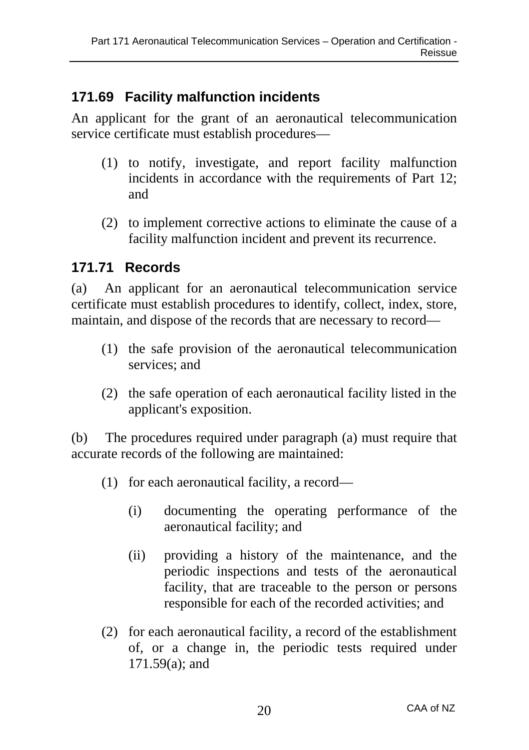## 171.69 Facility malfunction incidents

An applicant for the grant of an aeronautical telecommunication service certificate must establish procedures—

(1) to notify, investigate, and report facility malfunction incidents in accordance with the requirements of Part 12; and

(2) to implement corrective actions to eliminate the cause of a facility malfunction incident and prevent its recurrence.

## 171.71 Records

(a) An applicant for an aeronautical telecommunication service certificate must establish procedures to identify, collect, index, store, maintain, and dispose of the records that are necessary to record—

(1) the safe provision of the aeronautical telecommunication services; and

(2) the safe operation of each aeronautical facility listed in the applicant's exposition.

(b) The procedures required under paragraph (a) must require that accurate records of the following are maintained:

(1) for each aeronautical facility, a record—

(i) documenting the operating performance of the aeronautical facility; and

(ii) providing a history of the maintenance, and the periodic inspections and tests of the aeronautical facility, that are traceable to the person or persons responsible for each of the recorded activities; and

(2) for each aeronautical facility, a record of the establishment of, or a change in, the periodic tests required under 171.59(a); and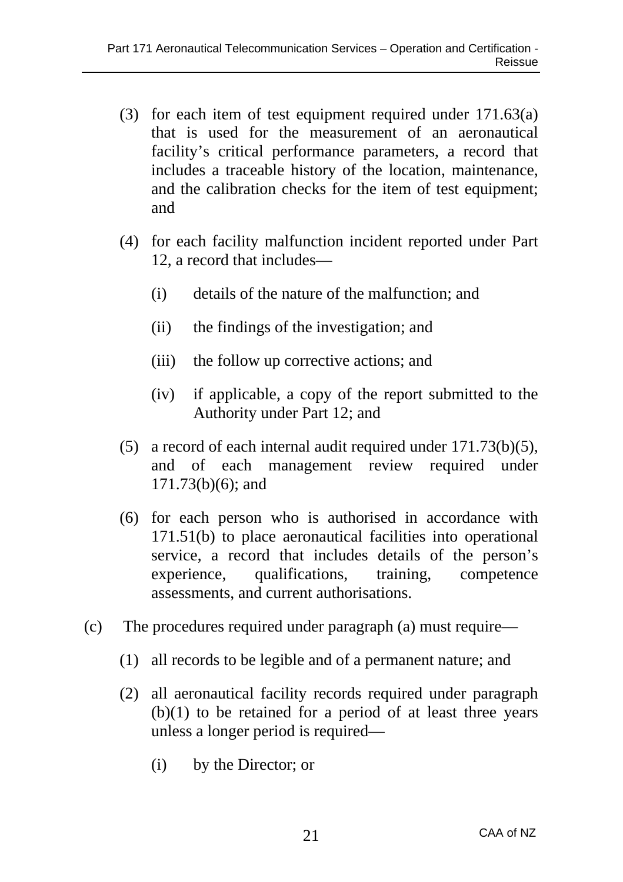(3) for each item of test equipment required under 171.63(a) that is used for the measurement of an aeronautical facility's critical performance parameters, a record that includes a traceable history of the location, maintenance, and the calibration checks for the item of test equipment; and

(4) for each facility malfunction incident reported under Part 12, a record that includes—

(i) details of the nature of the malfunction; and

(ii) the findings of the investigation; and

(iii) the follow up corrective actions; and

(iv) if applicable, a copy of the report submitted to the Authority under Part 12; and

(5) a record of each internal audit required under 171.73(b)(5), and of each management review required under 171.73(b)(6); and

(6) for each person who is authorised in accordance with 171.51(b) to place aeronautical facilities into operational service, a record that includes details of the person's experience, qualifications, training, competence assessments, and current authorisations.

(c) The procedures required under paragraph (a) must require—

(1) all records to be legible and of a permanent nature; and

(2) all aeronautical facility records required under paragraph (b)(1) to be retained for a period of at least three years unless a longer period is required—

(i) by the Director; or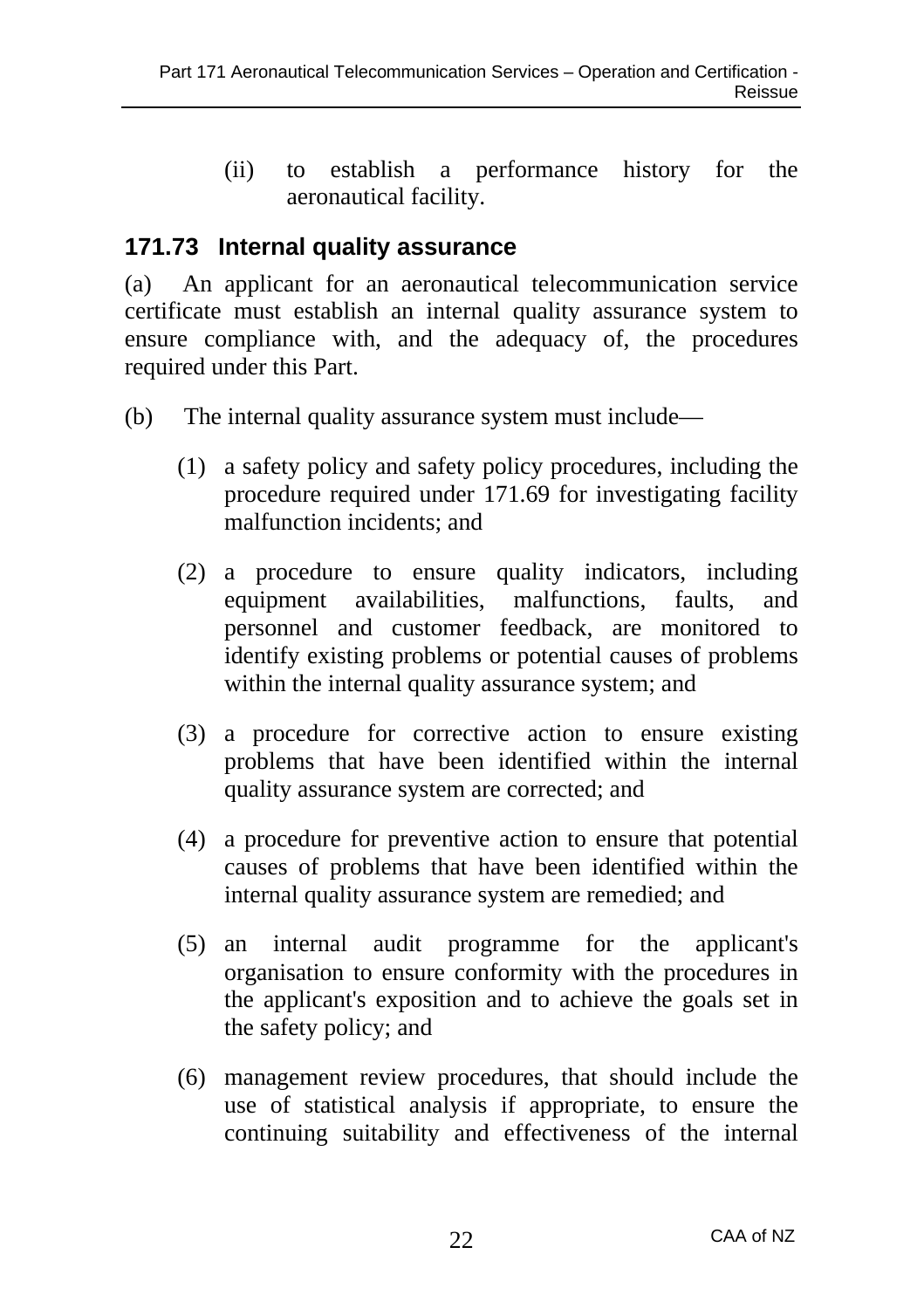(ii) to establish a performance history for the aeronautical facility.

## 171.73 Internal quality assurance

(a) An applicant for an aeronautical telecommunication service certificate must establish an internal quality assurance system to ensure compliance with, and the adequacy of, the procedures required under this Part.

(b) The internal quality assurance system must include—

(1) a safety policy and safety policy procedures, including the procedure required under 171.69 for investigating facility malfunction incidents; and

(2) a procedure to ensure quality indicators, including equipment availabilities, malfunctions, faults, and personnel and customer feedback, are monitored to identify existing problems or potential causes of problems within the internal quality assurance system; and

(3) a procedure for corrective action to ensure existing problems that have been identified within the internal quality assurance system are corrected; and

(4) a procedure for preventive action to ensure that potential causes of problems that have been identified within the internal quality assurance system are remedied; and

(5) an internal audit programme for the applicant's organisation to ensure conformity with the procedures in the applicant's exposition and to achieve the goals set in the safety policy; and

(6) management review procedures, that should include the use of statistical analysis if appropriate, to ensure the continuing suitability and effectiveness of the internal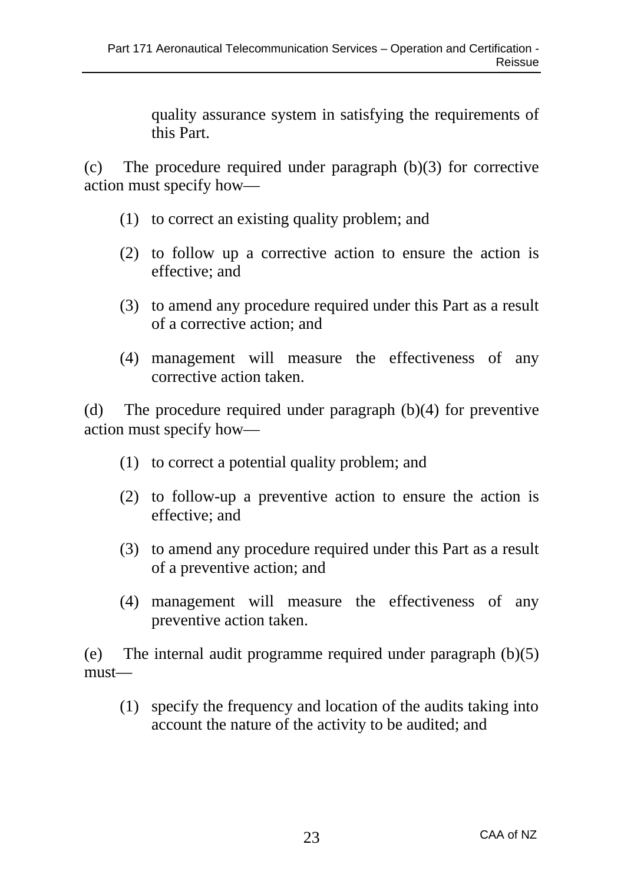quality assurance system in satisfying the requirements of this Part.

(c) The procedure required under paragraph (b)(3) for corrective action must specify how—

(1) to correct an existing quality problem; and

(2) to follow up a corrective action to ensure the action is effective; and

(3) to amend any procedure required under this Part as a result of a corrective action; and

(4) management will measure the effectiveness of any corrective action taken.

(d) The procedure required under paragraph (b)(4) for preventive action must specify how—

(1) to correct a potential quality problem; and

(2) to follow-up a preventive action to ensure the action is effective; and

(3) to amend any procedure required under this Part as a result of a preventive action; and

(4) management will measure the effectiveness of any preventive action taken.

(e) The internal audit programme required under paragraph (b)(5) must—

(1) specify the frequency and location of the audits taking into account the nature of the activity to be audited; and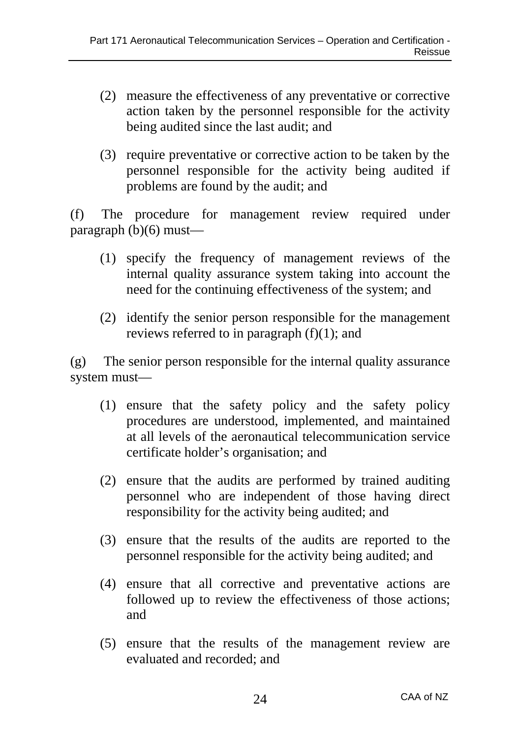(2) measure the effectiveness of any preventative or corrective action taken by the personnel responsible for the activity being audited since the last audit; and

(3) require preventative or corrective action to be taken by the personnel responsible for the activity being audited if problems are found by the audit; and

(f) The procedure for management review required under paragraph (b)(6) must—

(1) specify the frequency of management reviews of the internal quality assurance system taking into account the need for the continuing effectiveness of the system; and

(2) identify the senior person responsible for the management reviews referred to in paragraph (f)(1); and

(g) The senior person responsible for the internal quality assurance system must—

(1) ensure that the safety policy and the safety policy procedures are understood, implemented, and maintained at all levels of the aeronautical telecommunication service certificate holder's organisation; and

(2) ensure that the audits are performed by trained auditing personnel who are independent of those having direct responsibility for the activity being audited; and

(3) ensure that the results of the audits are reported to the personnel responsible for the activity being audited; and

(4) ensure that all corrective and preventative actions are followed up to review the effectiveness of those actions; and

(5) ensure that the results of the management review are evaluated and recorded; and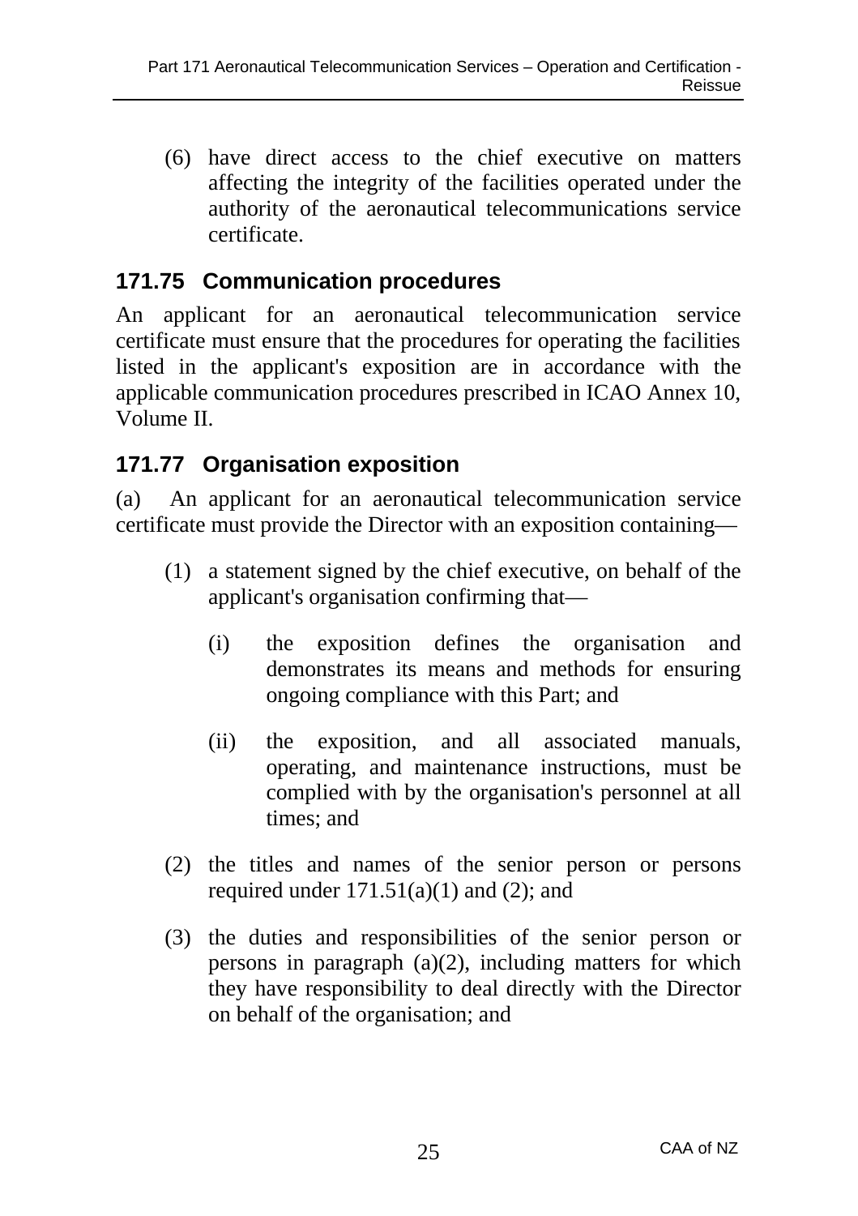(6) have direct access to the chief executive on matters affecting the integrity of the facilities operated under the authority of the aeronautical telecommunications service certificate.

## 171.75 Communication procedures

An applicant for an aeronautical telecommunication service certificate must ensure that the procedures for operating the facilities listed in the applicant's exposition are in accordance with the applicable communication procedures prescribed in ICAO Annex 10, Volume II.

## 171.77 Organisation exposition

(a) An applicant for an aeronautical telecommunication service certificate must provide the Director with an exposition containing—

(1) a statement signed by the chief executive, on behalf of the applicant's organisation confirming that—

(i) the exposition defines the organisation and demonstrates its means and methods for ensuring ongoing compliance with this Part; and

(ii) the exposition, and all associated manuals, operating, and maintenance instructions, must be complied with by the organisation's personnel at all times; and

(2) the titles and names of the senior person or persons required under 171.51(a)(1) and (2); and

(3) the duties and responsibilities of the senior person or persons in paragraph (a)(2), including matters for which they have responsibility to deal directly with the Director on behalf of the organisation; and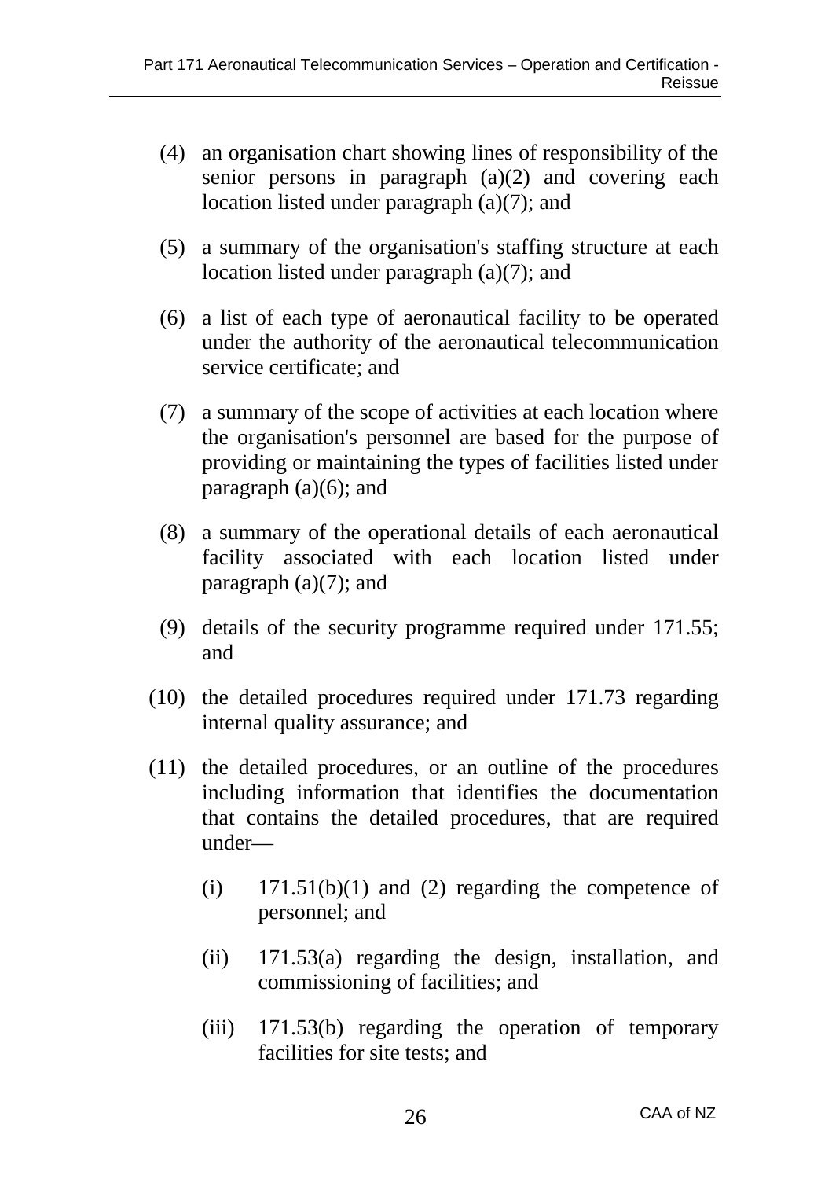(4) an organisation chart showing lines of responsibility of the senior persons in paragraph (a)(2) and covering each location listed under paragraph (a)(7); and

(5) a summary of the organisation's staffing structure at each location listed under paragraph (a)(7); and

(6) a list of each type of aeronautical facility to be operated under the authority of the aeronautical telecommunication service certificate; and

(7) a summary of the scope of activities at each location where the organisation's personnel are based for the purpose of providing or maintaining the types of facilities listed under paragraph (a)(6); and

(8) a summary of the operational details of each aeronautical facility associated with each location listed under paragraph (a)(7); and

(9) details of the security programme required under 171.55; and

(10) the detailed procedures required under 171.73 regarding internal quality assurance; and

(11) the detailed procedures, or an outline of the procedures including information that identifies the documentation that contains the detailed procedures, that are required under—

   (i) 171.51(b)(1) and (2) regarding the competence of personnel; and

   (ii) 171.53(a) regarding the design, installation, and commissioning of facilities; and

   (iii) 171.53(b) regarding the operation of temporary facilities for site tests; and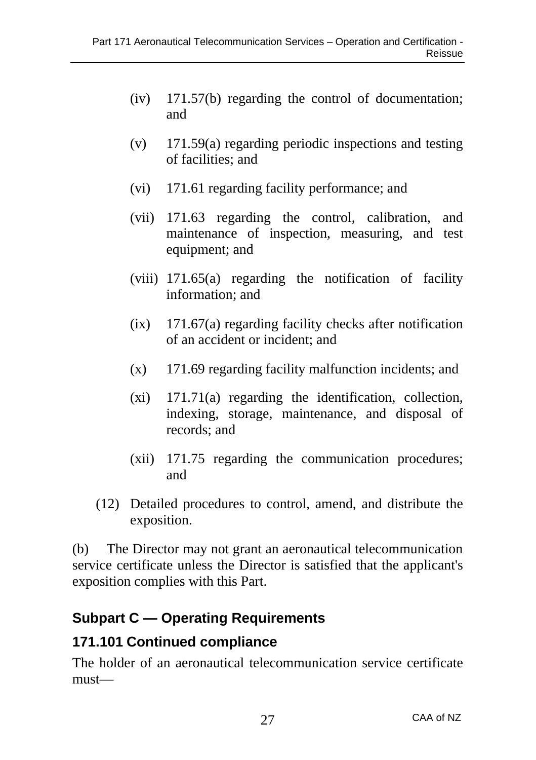(iv) 171.57(b) regarding the control of documentation; and

(v) 171.59(a) regarding periodic inspections and testing of facilities; and

(vi) 171.61 regarding facility performance; and

(vii) 171.63 regarding the control, calibration, and maintenance of inspection, measuring, and test equipment; and

(viii) 171.65(a) regarding the notification of facility information; and

(ix) 171.67(a) regarding facility checks after notification of an accident or incident; and

(x) 171.69 regarding facility malfunction incidents; and

(xi) 171.71(a) regarding the identification, collection, indexing, storage, maintenance, and disposal of records; and

(xii) 171.75 regarding the communication procedures; and

(12) Detailed procedures to control, amend, and distribute the exposition.

(b) The Director may not grant an aeronautical telecommunication service certificate unless the Director is satisfied that the applicant's exposition complies with this Part.

## Subpart C — Operating Requirements

### 171.101 Continued compliance

The holder of an aeronautical telecommunication service certificate must—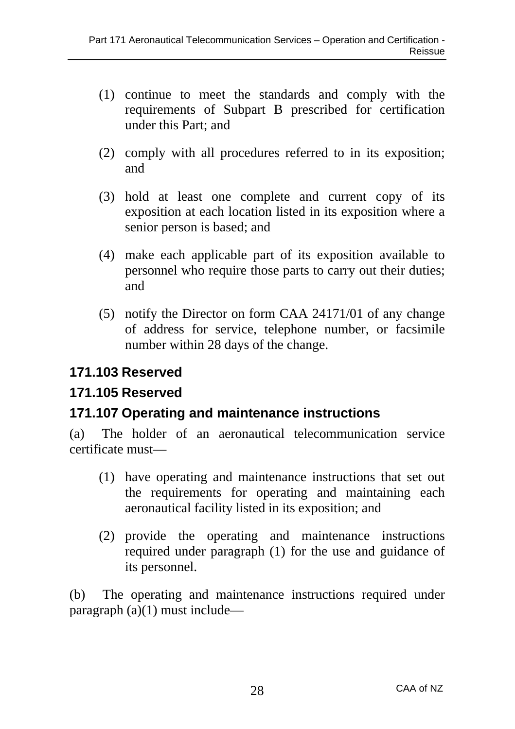(1) continue to meet the standards and comply with the requirements of Subpart B prescribed for certification under this Part; and

(2) comply with all procedures referred to in its exposition; and

(3) hold at least one complete and current copy of its exposition at each location listed in its exposition where a senior person is based; and

(4) make each applicable part of its exposition available to personnel who require those parts to carry out their duties; and

(5) notify the Director on form CAA 24171/01 of any change of address for service, telephone number, or facsimile number within 28 days of the change.

## 171.103 Reserved

## 171.105 Reserved

## 171.107 Operating and maintenance instructions

(a) The holder of an aeronautical telecommunication service certificate must—

(1) have operating and maintenance instructions that set out the requirements for operating and maintaining each aeronautical facility listed in its exposition; and

(2) provide the operating and maintenance instructions required under paragraph (1) for the use and guidance of its personnel.

(b) The operating and maintenance instructions required under paragraph (a)(1) must include—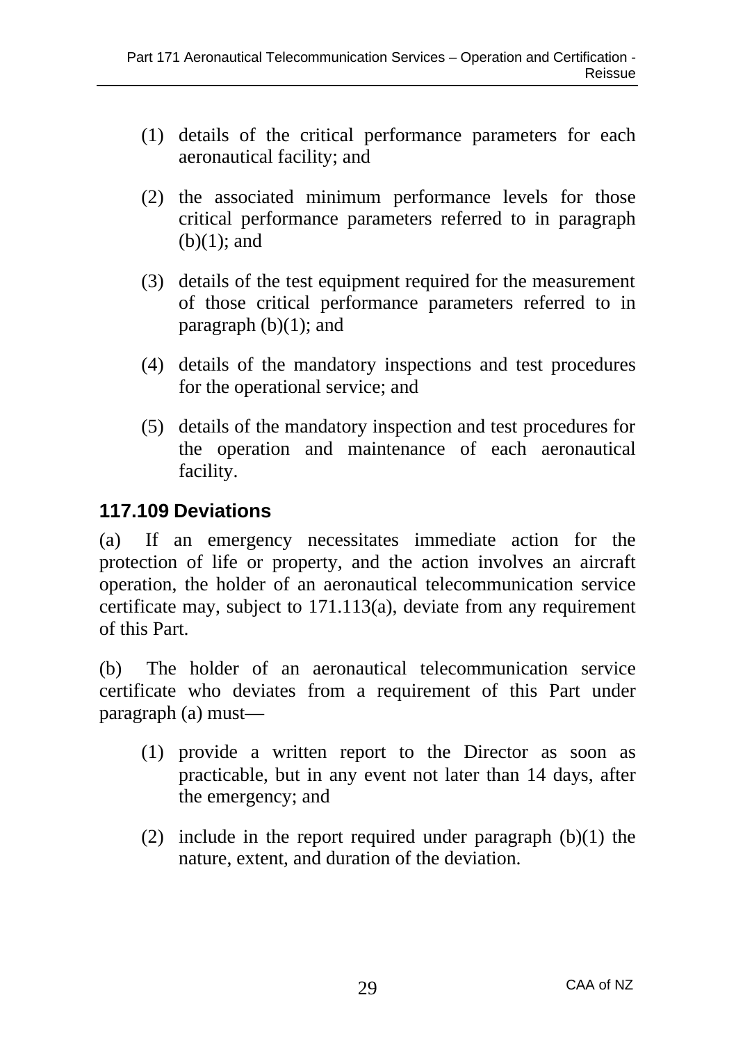(1) details of the critical performance parameters for each aeronautical facility; and

(2) the associated minimum performance levels for those critical performance parameters referred to in paragraph (b)(1); and

(3) details of the test equipment required for the measurement of those critical performance parameters referred to in paragraph (b)(1); and

(4) details of the mandatory inspections and test procedures for the operational service; and

(5) details of the mandatory inspection and test procedures for the operation and maintenance of each aeronautical facility.

## 117.109 Deviations

(a) If an emergency necessitates immediate action for the protection of life or property, and the action involves an aircraft operation, the holder of an aeronautical telecommunication service certificate may, subject to 171.113(a), deviate from any requirement of this Part.

(b) The holder of an aeronautical telecommunication service certificate who deviates from a requirement of this Part under paragraph (a) must—

(1) provide a written report to the Director as soon as practicable, but in any event not later than 14 days, after the emergency; and

(2) include in the report required under paragraph (b)(1) the nature, extent, and duration of the deviation.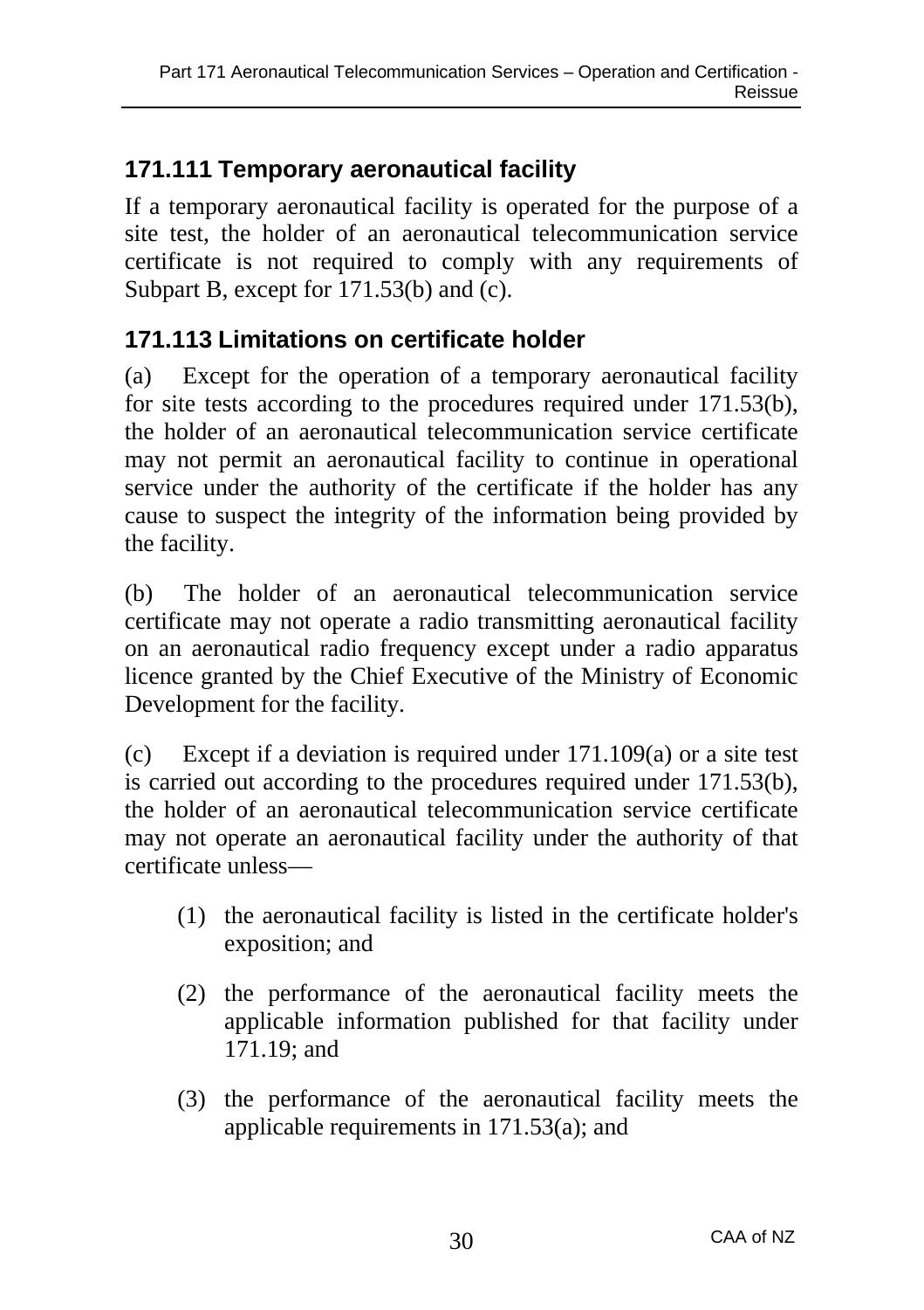## 171.111 Temporary aeronautical facility

If a temporary aeronautical facility is operated for the purpose of a site test, the holder of an aeronautical telecommunication service certificate is not required to comply with any requirements of Subpart B, except for 171.53(b) and (c).

## 171.113 Limitations on certificate holder

(a) Except for the operation of a temporary aeronautical facility for site tests according to the procedures required under 171.53(b), the holder of an aeronautical telecommunication service certificate may not permit an aeronautical facility to continue in operational service under the authority of the certificate if the holder has any cause to suspect the integrity of the information being provided by the facility.

(b) The holder of an aeronautical telecommunication service certificate may not operate a radio transmitting aeronautical facility on an aeronautical radio frequency except under a radio apparatus licence granted by the Chief Executive of the Ministry of Economic Development for the facility.

(c) Except if a deviation is required under 171.109(a) or a site test is carried out according to the procedures required under 171.53(b), the holder of an aeronautical telecommunication service certificate may not operate an aeronautical facility under the authority of that certificate unless—

(1) the aeronautical facility is listed in the certificate holder's exposition; and

(2) the performance of the aeronautical facility meets the applicable information published for that facility under 171.19; and

(3) the performance of the aeronautical facility meets the applicable requirements in 171.53(a); and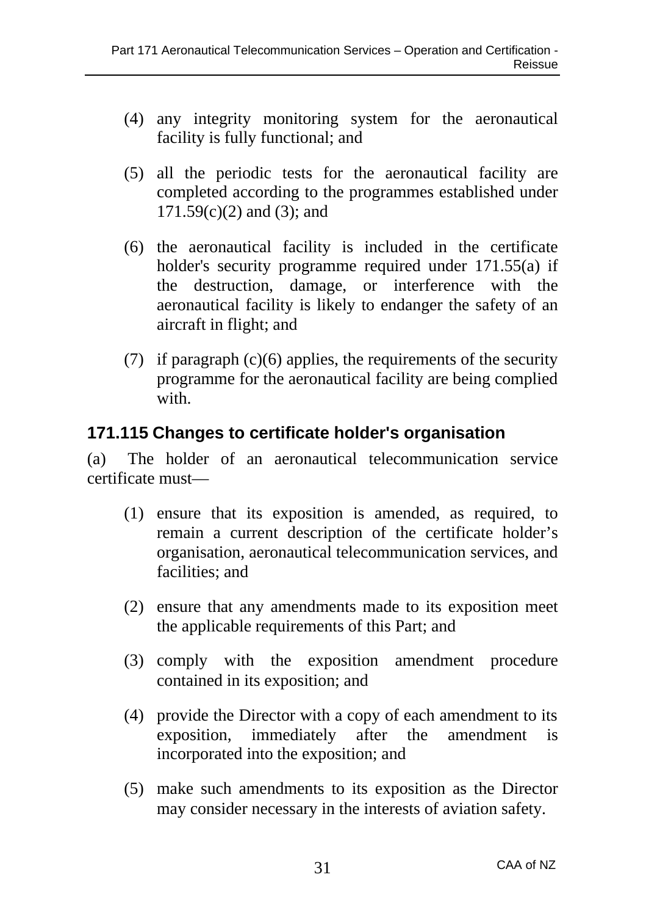(4) any integrity monitoring system for the aeronautical facility is fully functional; and

(5) all the periodic tests for the aeronautical facility are completed according to the programmes established under 171.59(c)(2) and (3); and

(6) the aeronautical facility is included in the certificate holder's security programme required under 171.55(a) if the destruction, damage, or interference with the aeronautical facility is likely to endanger the safety of an aircraft in flight; and

(7) if paragraph (c)(6) applies, the requirements of the security programme for the aeronautical facility are being complied with.

## 171.115 Changes to certificate holder's organisation

(a) The holder of an aeronautical telecommunication service certificate must—

(1) ensure that its exposition is amended, as required, to remain a current description of the certificate holder's organisation, aeronautical telecommunication services, and facilities; and

(2) ensure that any amendments made to its exposition meet the applicable requirements of this Part; and

(3) comply with the exposition amendment procedure contained in its exposition; and

(4) provide the Director with a copy of each amendment to its exposition, immediately after the amendment is incorporated into the exposition; and

(5) make such amendments to its exposition as the Director may consider necessary in the interests of aviation safety.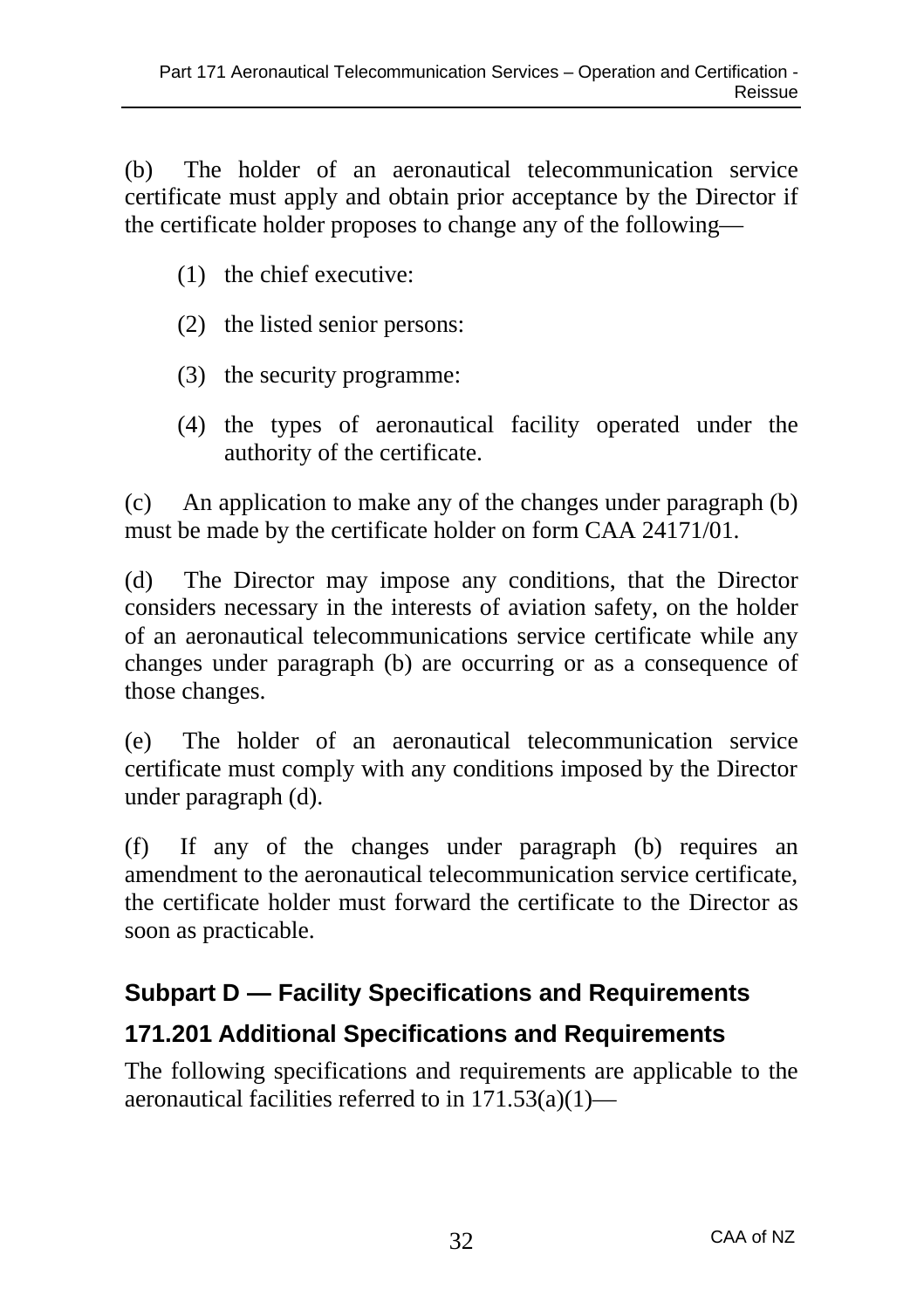(b) The holder of an aeronautical telecommunication service certificate must apply and obtain prior acceptance by the Director if the certificate holder proposes to change any of the following—

(1) the chief executive:

(2) the listed senior persons:

(3) the security programme:

(4) the types of aeronautical facility operated under the authority of the certificate.

(c) An application to make any of the changes under paragraph (b) must be made by the certificate holder on form CAA 24171/01.

(d) The Director may impose any conditions, that the Director considers necessary in the interests of aviation safety, on the holder of an aeronautical telecommunications service certificate while any changes under paragraph (b) are occurring or as a consequence of those changes.

(e) The holder of an aeronautical telecommunication service certificate must comply with any conditions imposed by the Director under paragraph (d).

(f) If any of the changes under paragraph (b) requires an amendment to the aeronautical telecommunication service certificate, the certificate holder must forward the certificate to the Director as soon as practicable.

## Subpart D — Facility Specifications and Requirements

### 171.201 Additional Specifications and Requirements

The following specifications and requirements are applicable to the aeronautical facilities referred to in 171.53(a)(1)—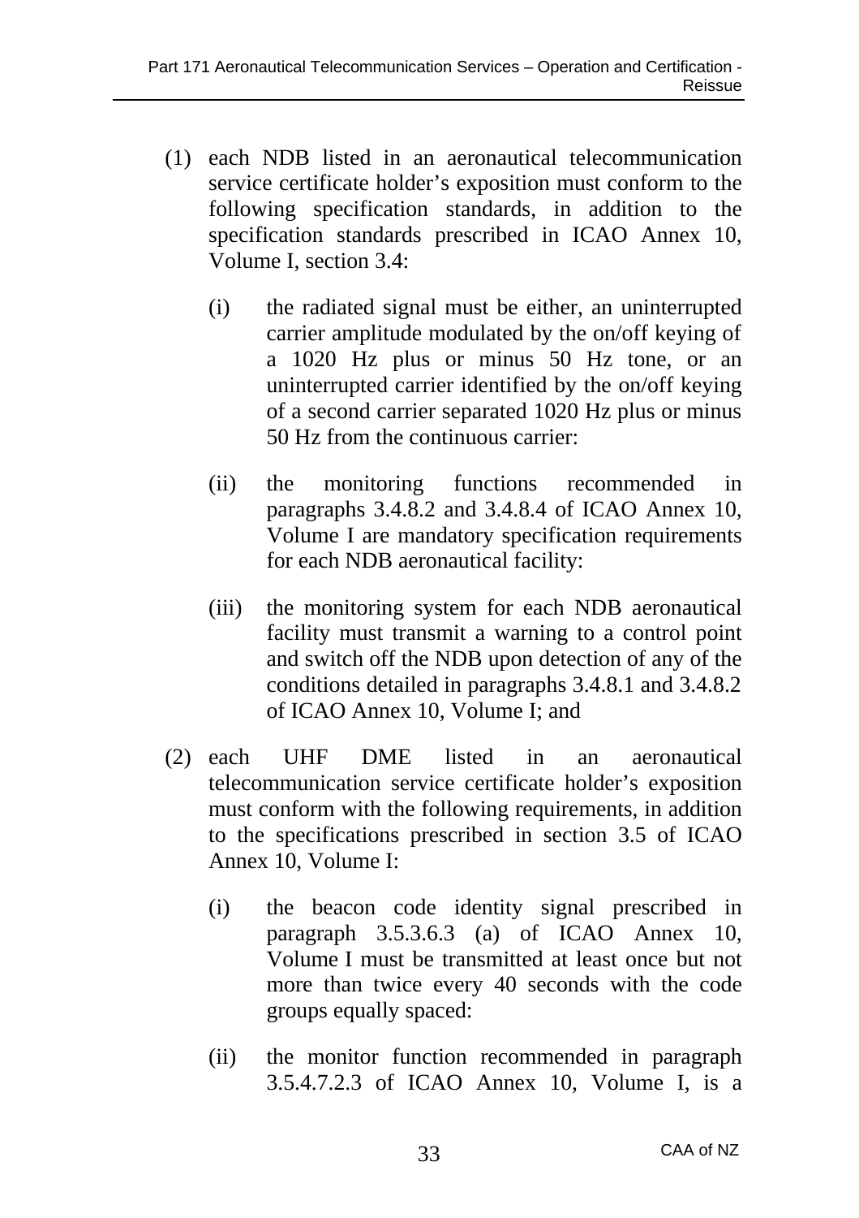(1) each NDB listed in an aeronautical telecommunication service certificate holder's exposition must conform to the following specification standards, in addition to the specification standards prescribed in ICAO Annex 10, Volume I, section 3.4:

    (i) the radiated signal must be either, an uninterrupted carrier amplitude modulated by the on/off keying of a 1020 Hz plus or minus 50 Hz tone, or an uninterrupted carrier identified by the on/off keying of a second carrier separated 1020 Hz plus or minus 50 Hz from the continuous carrier:

    (ii) the monitoring functions recommended in paragraphs 3.4.8.2 and 3.4.8.4 of ICAO Annex 10, Volume I are mandatory specification requirements for each NDB aeronautical facility:

    (iii) the monitoring system for each NDB aeronautical facility must transmit a warning to a control point and switch off the NDB upon detection of any of the conditions detailed in paragraphs 3.4.8.1 and 3.4.8.2 of ICAO Annex 10, Volume I; and

(2) each UHF DME listed in an aeronautical telecommunication service certificate holder's exposition must conform with the following requirements, in addition to the specifications prescribed in section 3.5 of ICAO Annex 10, Volume I:

    (i) the beacon code identity signal prescribed in paragraph 3.5.3.6.3 (a) of ICAO Annex 10, Volume I must be transmitted at least once but not more than twice every 40 seconds with the code groups equally spaced:

    (ii) the monitor function recommended in paragraph 3.5.4.7.2.3 of ICAO Annex 10, Volume I, is a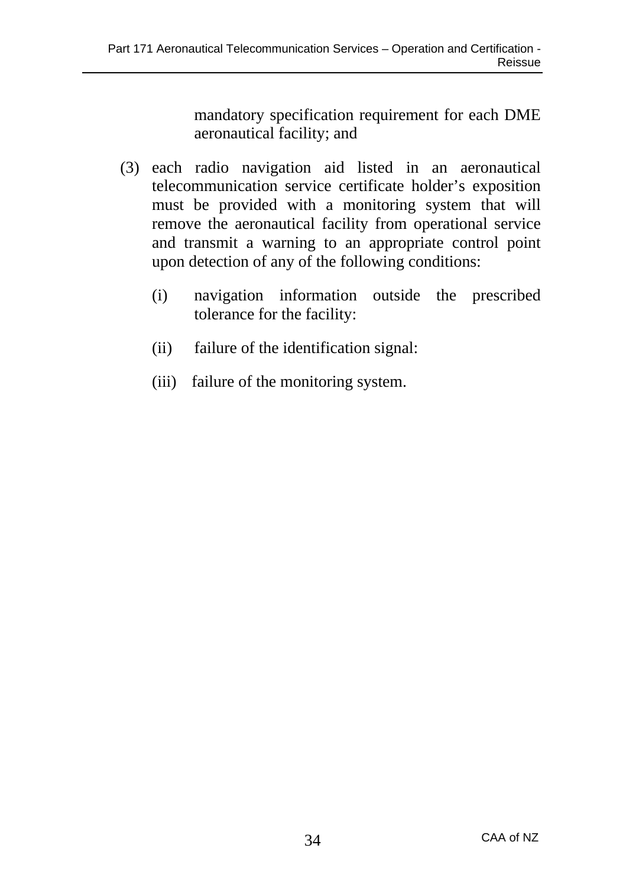mandatory specification requirement for each DME aeronautical facility; and

(3) each radio navigation aid listed in an aeronautical telecommunication service certificate holder's exposition must be provided with a monitoring system that will remove the aeronautical facility from operational service and transmit a warning to an appropriate control point upon detection of any of the following conditions:

  (i) navigation information outside the prescribed tolerance for the facility:

  (ii) failure of the identification signal:

  (iii) failure of the monitoring system.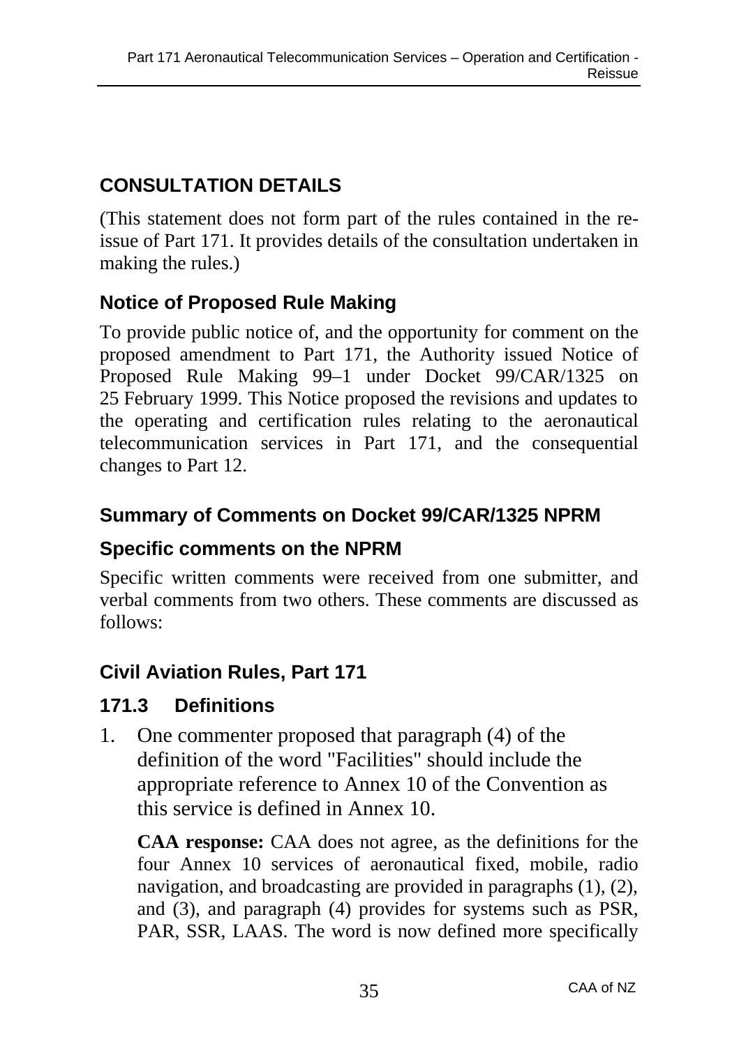## CONSULTATION DETAILS

(This statement does not form part of the rules contained in the re-issue of Part 171. It provides details of the consultation undertaken in making the rules.)

### Notice of Proposed Rule Making

To provide public notice of, and the opportunity for comment on the proposed amendment to Part 171, the Authority issued Notice of Proposed Rule Making 99–1 under Docket 99/CAR/1325 on 25 February 1999. This Notice proposed the revisions and updates to the operating and certification rules relating to the aeronautical telecommunication services in Part 171, and the consequential changes to Part 12.

### Summary of Comments on Docket 99/CAR/1325 NPRM

### Specific comments on the NPRM

Specific written comments were received from one submitter, and verbal comments from two others. These comments are discussed as follows:

### Civil Aviation Rules, Part 171

### 171.3 Definitions

1. One commenter proposed that paragraph (4) of the definition of the word "Facilities" should include the appropriate reference to Annex 10 of the Convention as this service is defined in Annex 10.

   **CAA response:** CAA does not agree, as the definitions for the four Annex 10 services of aeronautical fixed, mobile, radio navigation, and broadcasting are provided in paragraphs (1), (2), and (3), and paragraph (4) provides for systems such as PSR, PAR, SSR, LAAS. The word is now defined more specifically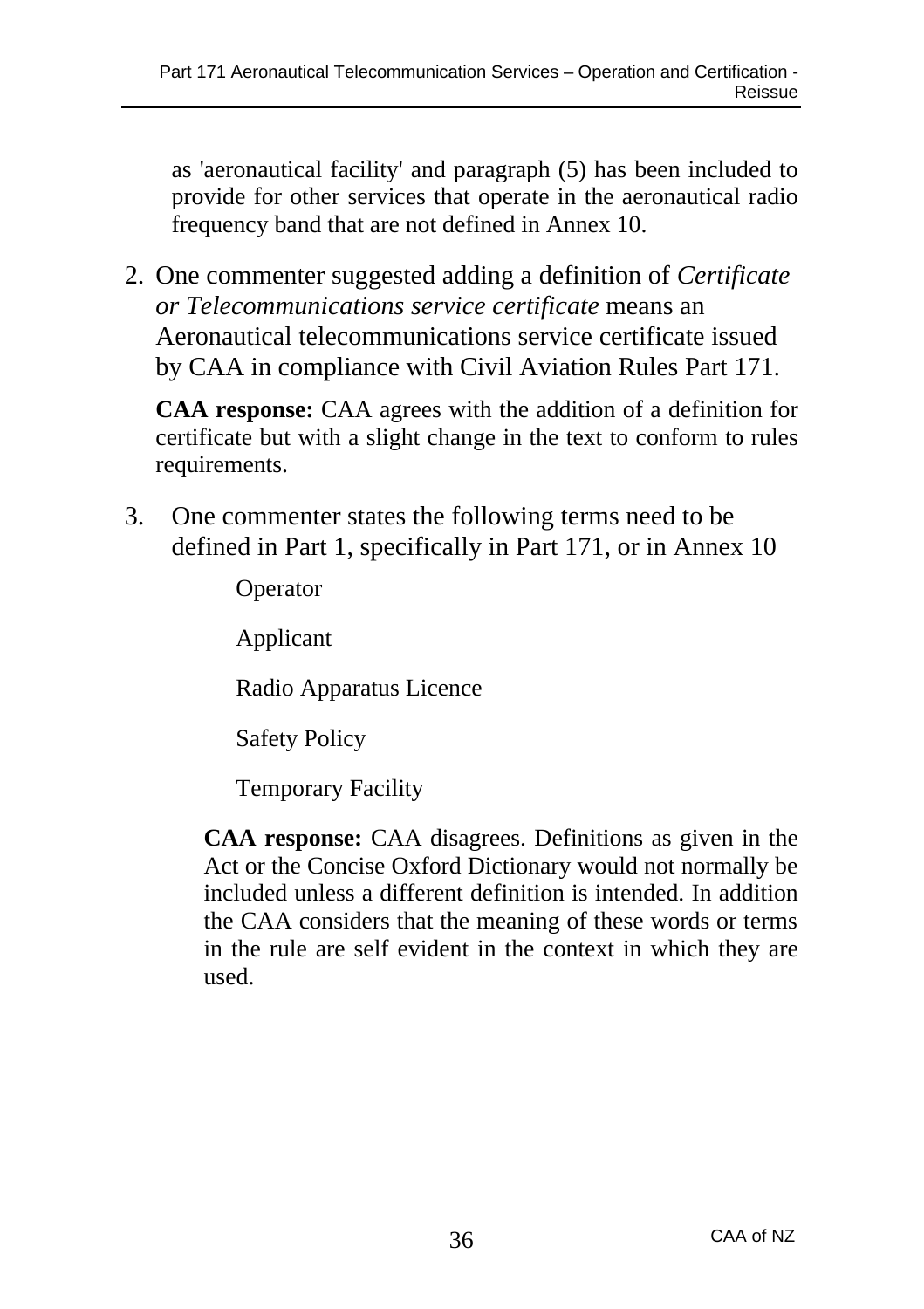as 'aeronautical facility' and paragraph (5) has been included to provide for other services that operate in the aeronautical radio frequency band that are not defined in Annex 10.

2. One commenter suggested adding a definition of *Certificate or Telecommunications service certificate* means an Aeronautical telecommunications service certificate issued by CAA in compliance with Civil Aviation Rules Part 171.

   **CAA response:** CAA agrees with the addition of a definition for certificate but with a slight change in the text to conform to rules requirements.

3. One commenter states the following terms need to be defined in Part 1, specifically in Part 171, or in Annex 10

   Operator

   Applicant

   Radio Apparatus Licence

   Safety Policy

   Temporary Facility

   **CAA response:** CAA disagrees. Definitions as given in the Act or the Concise Oxford Dictionary would not normally be included unless a different definition is intended. In addition the CAA considers that the meaning of these words or terms in the rule are self evident in the context in which they are used.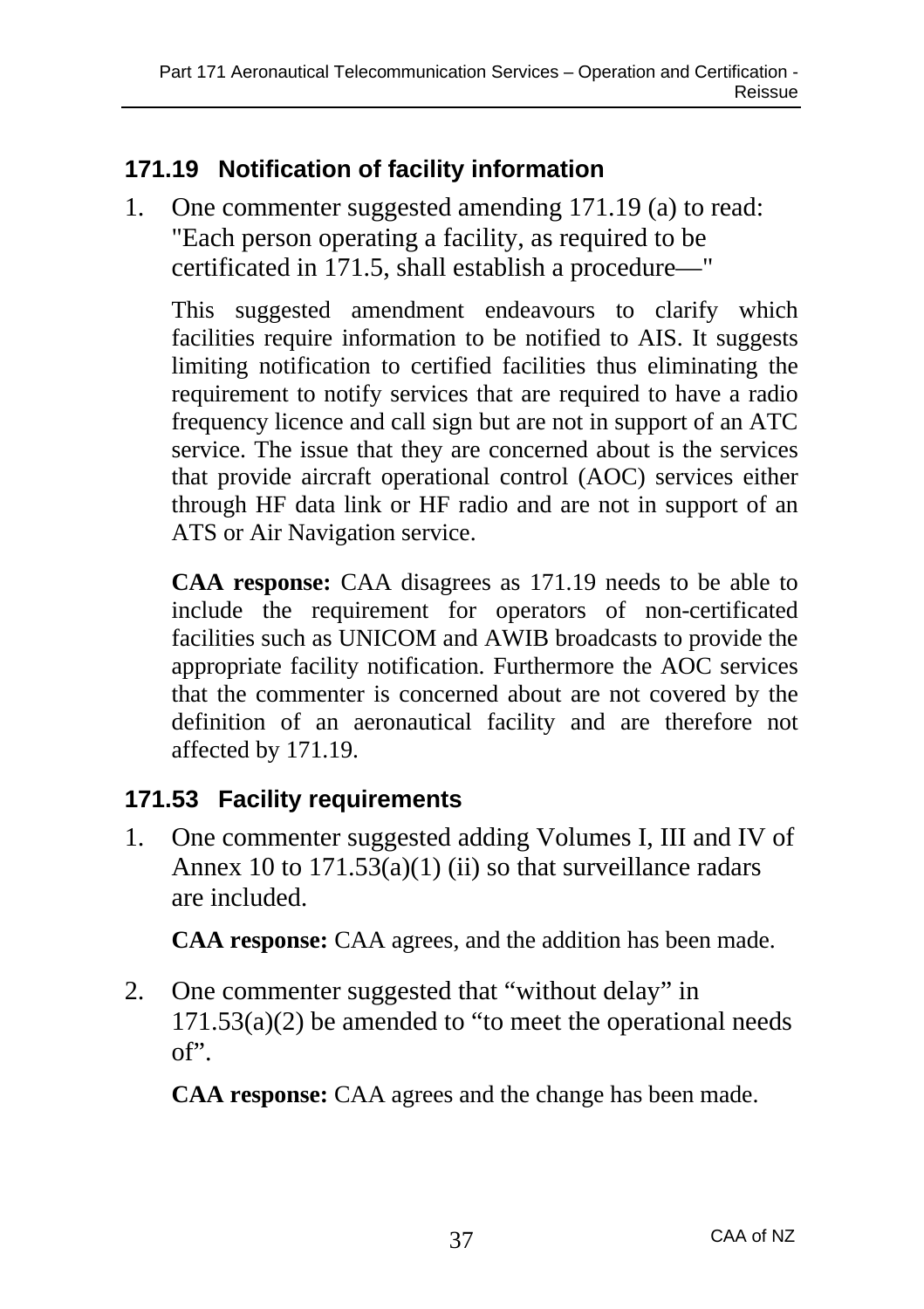### 171.19 Notification of facility information

1. One commenter suggested amending 171.19 (a) to read: "Each person operating a facility, as required to be certificated in 171.5, shall establish a procedure—"

   This suggested amendment endeavours to clarify which facilities require information to be notified to AIS. It suggests limiting notification to certified facilities thus eliminating the requirement to notify services that are required to have a radio frequency licence and call sign but are not in support of an ATC service. The issue that they are concerned about is the services that provide aircraft operational control (AOC) services either through HF data link or HF radio and are not in support of an ATS or Air Navigation service.

   **CAA response:** CAA disagrees as 171.19 needs to be able to include the requirement for operators of non-certificated facilities such as UNICOM and AWIB broadcasts to provide the appropriate facility notification. Furthermore the AOC services that the commenter is concerned about are not covered by the definition of an aeronautical facility and are therefore not affected by 171.19.

### 171.53 Facility requirements

1. One commenter suggested adding Volumes I, III and IV of Annex 10 to 171.53(a)(1) (ii) so that surveillance radars are included.

   **CAA response:** CAA agrees, and the addition has been made.

2. One commenter suggested that "without delay" in 171.53(a)(2) be amended to "to meet the operational needs of".

   **CAA response:** CAA agrees and the change has been made.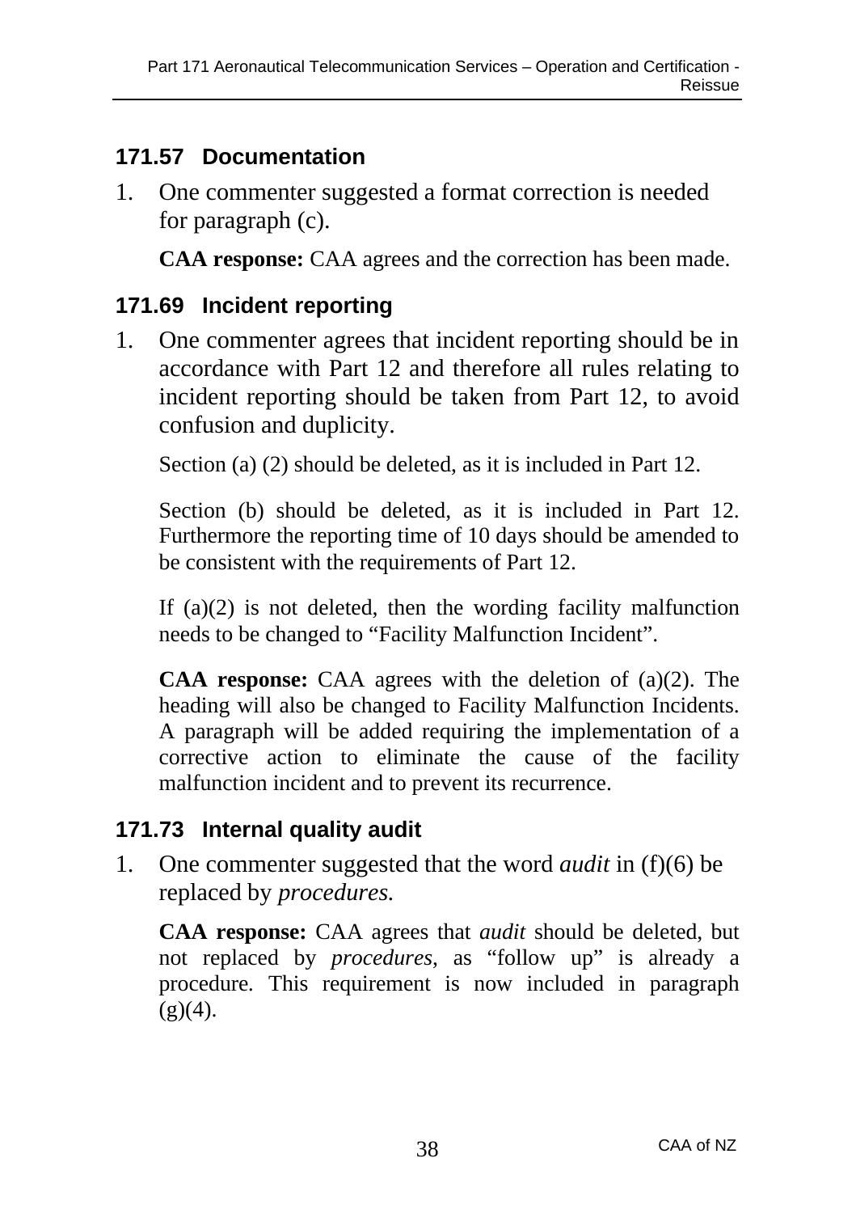### 171.57 Documentation

1. One commenter suggested a format correction is needed for paragraph (c).

   **CAA response:** CAA agrees and the correction has been made.

### 171.69 Incident reporting

1. One commenter agrees that incident reporting should be in accordance with Part 12 and therefore all rules relating to incident reporting should be taken from Part 12, to avoid confusion and duplicity.

   Section (a) (2) should be deleted, as it is included in Part 12.

   Section (b) should be deleted, as it is included in Part 12. Furthermore the reporting time of 10 days should be amended to be consistent with the requirements of Part 12.

   If (a)(2) is not deleted, then the wording facility malfunction needs to be changed to "Facility Malfunction Incident".

   **CAA response:** CAA agrees with the deletion of (a)(2). The heading will also be changed to Facility Malfunction Incidents. A paragraph will be added requiring the implementation of a corrective action to eliminate the cause of the facility malfunction incident and to prevent its recurrence.

### 171.73 Internal quality audit

1. One commenter suggested that the word *audit* in (f)(6) be replaced by *procedures.*

   **CAA response:** CAA agrees that *audit* should be deleted, but not replaced by *procedures*, as "follow up" is already a procedure. This requirement is now included in paragraph (g)(4).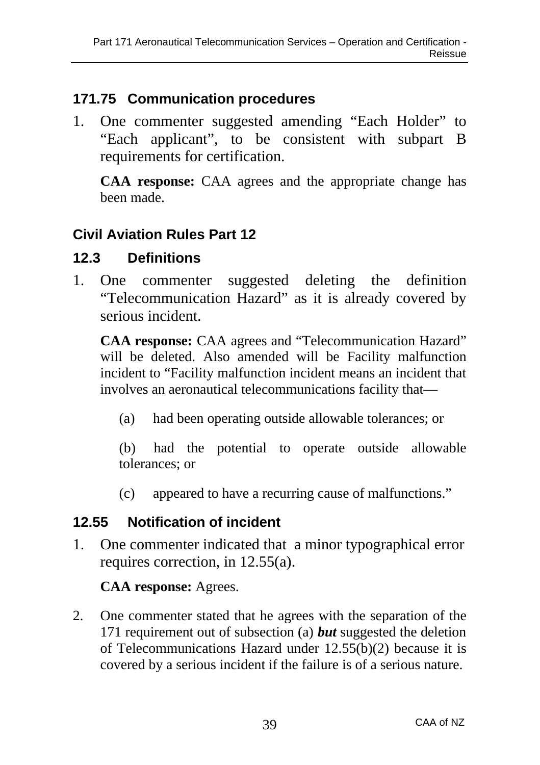## 171.75 Communication procedures

1. One commenter suggested amending "Each Holder" to "Each applicant", to be consistent with subpart B requirements for certification.

   **CAA response:** CAA agrees and the appropriate change has been made.

## Civil Aviation Rules Part 12

## 12.3 Definitions

1. One commenter suggested deleting the definition "Telecommunication Hazard" as it is already covered by serious incident.

   **CAA response:** CAA agrees and "Telecommunication Hazard" will be deleted. Also amended will be Facility malfunction incident to "Facility malfunction incident means an incident that involves an aeronautical telecommunications facility that—

   (a) had been operating outside allowable tolerances; or

   (b) had the potential to operate outside allowable tolerances; or

   (c) appeared to have a recurring cause of malfunctions."

## 12.55 Notification of incident

1. One commenter indicated that a minor typographical error requires correction, in 12.55(a).

   **CAA response:** Agrees.

2. One commenter stated that he agrees with the separation of the 171 requirement out of subsection (a) ***but*** suggested the deletion of Telecommunications Hazard under 12.55(b)(2) because it is covered by a serious incident if the failure is of a serious nature.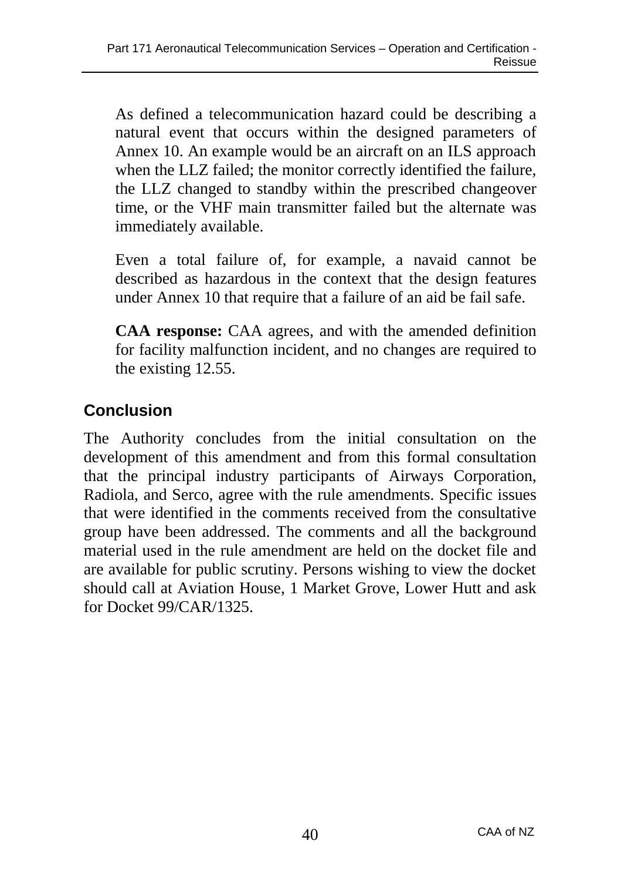As defined a telecommunication hazard could be describing a natural event that occurs within the designed parameters of Annex 10. An example would be an aircraft on an ILS approach when the LLZ failed; the monitor correctly identified the failure, the LLZ changed to standby within the prescribed changeover time, or the VHF main transmitter failed but the alternate was immediately available.

Even a total failure of, for example, a navaid cannot be described as hazardous in the context that the design features under Annex 10 that require that a failure of an aid be fail safe.

**CAA response:** CAA agrees, and with the amended definition for facility malfunction incident, and no changes are required to the existing 12.55.

## Conclusion

The Authority concludes from the initial consultation on the development of this amendment and from this formal consultation that the principal industry participants of Airways Corporation, Radiola, and Serco, agree with the rule amendments. Specific issues that were identified in the comments received from the consultative group have been addressed. The comments and all the background material used in the rule amendment are held on the docket file and are available for public scrutiny. Persons wishing to view the docket should call at Aviation House, 1 Market Grove, Lower Hutt and ask for Docket 99/CAR/1325.